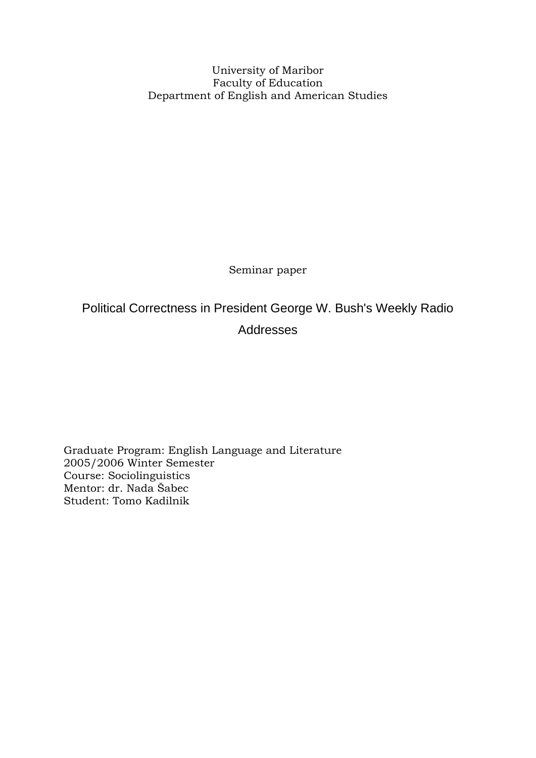University of Maribor
Faculty of Education
Department of English and American Studies

Seminar paper

# Political Correctness in President George W. Bush's Weekly Radio Addresses

Graduate Program: English Language and Literature
2005/2006 Winter Semester
Course: Sociolinguistics
Mentor: dr. Nada Šabec
Student: Tomo Kadilnik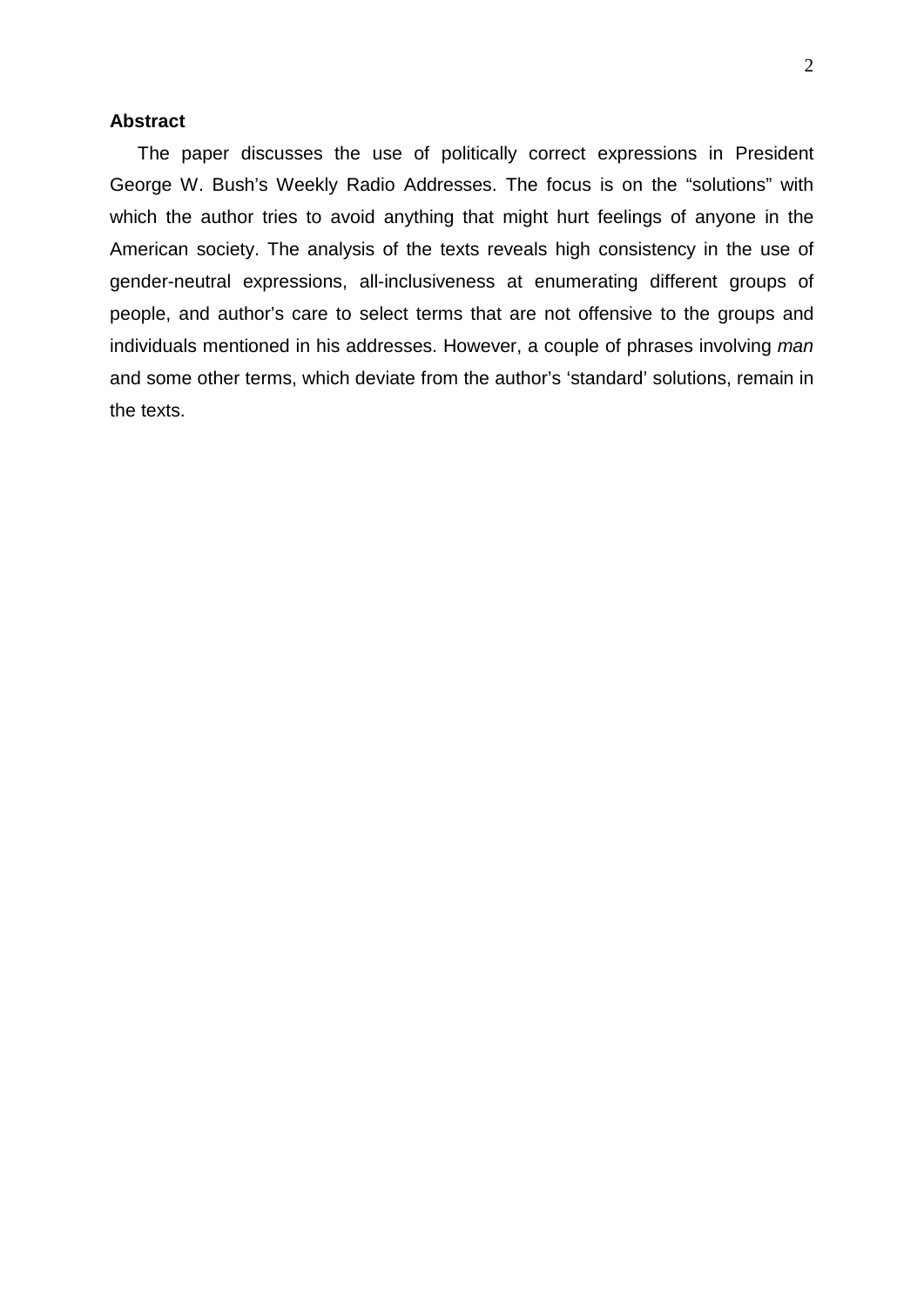**Abstract**

The paper discusses the use of politically correct expressions in President George W. Bush's Weekly Radio Addresses. The focus is on the "solutions" with which the author tries to avoid anything that might hurt feelings of anyone in the American society. The analysis of the texts reveals high consistency in the use of gender-neutral expressions, all-inclusiveness at enumerating different groups of people, and author's care to select terms that are not offensive to the groups and individuals mentioned in his addresses. However, a couple of phrases involving *man* and some other terms, which deviate from the author's 'standard' solutions, remain in the texts.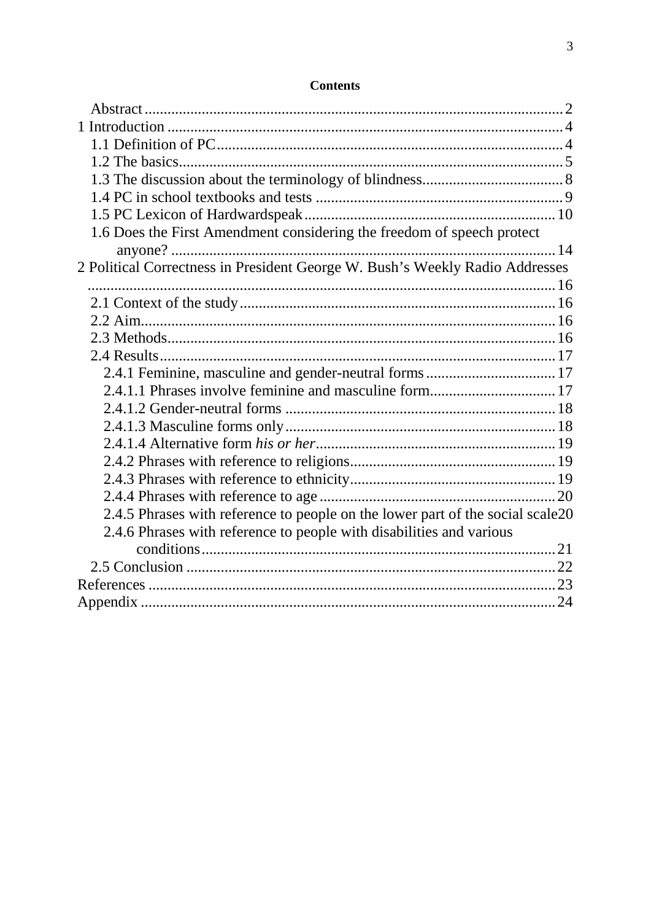**Contents**

- Abstract ........ 2
- 1 Introduction ........ 4
  - 1.1 Definition of PC ........ 4
  - 1.2 The basics ........ 5
  - 1.3 The discussion about the terminology of blindness ........ 8
  - 1.4 PC in school textbooks and tests ........ 9
  - 1.5 PC Lexicon of Hardwardspeak ........ 10
  - 1.6 Does the First Amendment considering the freedom of speech protect anyone? ........ 14
- 2 Political Correctness in President George W. Bush's Weekly Radio Addresses ........ 16
  - 2.1 Context of the study ........ 16
  - 2.2 Aim ........ 16
  - 2.3 Methods ........ 16
  - 2.4 Results ........ 17
    - 2.4.1 Feminine, masculine and gender-neutral forms ........ 17
    - 2.4.1.1 Phrases involve feminine and masculine form ........ 17
    - 2.4.1.2 Gender-neutral forms ........ 18
    - 2.4.1.3 Masculine forms only ........ 18
    - 2.4.1.4 Alternative form *his or her* ........ 19
    - 2.4.2 Phrases with reference to religions ........ 19
    - 2.4.3 Phrases with reference to ethnicity ........ 19
    - 2.4.4 Phrases with reference to age ........ 20
    - 2.4.5 Phrases with reference to people on the lower part of the social scale ........ 20
    - 2.4.6 Phrases with reference to people with disabilities and various conditions ........ 21
  - 2.5 Conclusion ........ 22
- References ........ 23
- Appendix ........ 24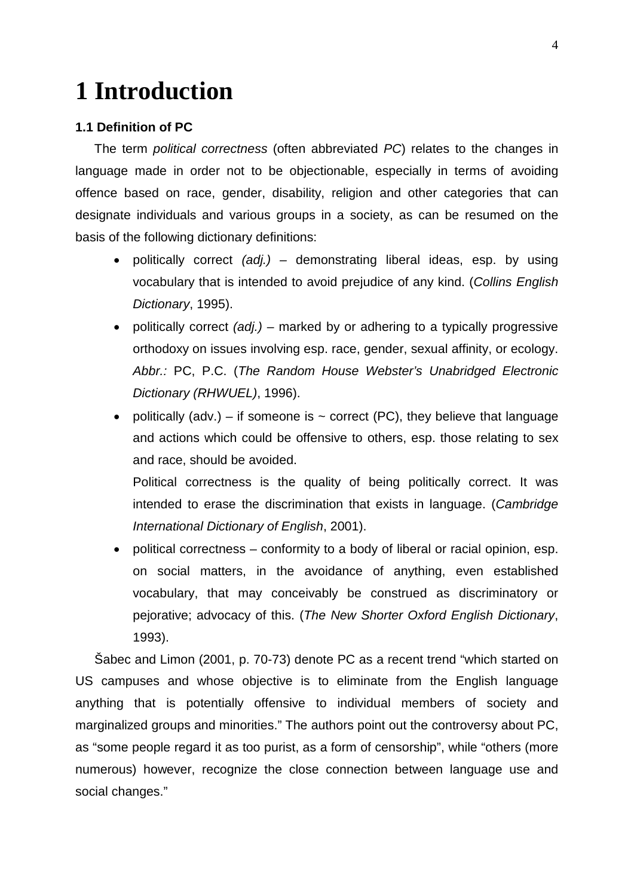# 1 Introduction

### 1.1 Definition of PC

The term *political correctness* (often abbreviated *PC*) relates to the changes in language made in order not to be objectionable, especially in terms of avoiding offence based on race, gender, disability, religion and other categories that can designate individuals and various groups in a society, as can be resumed on the basis of the following dictionary definitions:

- politically correct *(adj.)* – demonstrating liberal ideas, esp. by using vocabulary that is intended to avoid prejudice of any kind. (*Collins English Dictionary*, 1995).
- politically correct *(adj.)* – marked by or adhering to a typically progressive orthodoxy on issues involving esp. race, gender, sexual affinity, or ecology. *Abbr.:* PC, P.C. (*The Random House Webster's Unabridged Electronic Dictionary (RHWUEL)*, 1996).
- politically (adv.) – if someone is ~ correct (PC), they believe that language and actions which could be offensive to others, esp. those relating to sex and race, should be avoided.

  Political correctness is the quality of being politically correct. It was intended to erase the discrimination that exists in language. (*Cambridge International Dictionary of English*, 2001).
- political correctness – conformity to a body of liberal or racial opinion, esp. on social matters, in the avoidance of anything, even established vocabulary, that may conceivably be construed as discriminatory or pejorative; advocacy of this. (*The New Shorter Oxford English Dictionary*, 1993).

Šabec and Limon (2001, p. 70-73) denote PC as a recent trend "which started on US campuses and whose objective is to eliminate from the English language anything that is potentially offensive to individual members of society and marginalized groups and minorities." The authors point out the controversy about PC, as "some people regard it as too purist, as a form of censorship", while "others (more numerous) however, recognize the close connection between language use and social changes."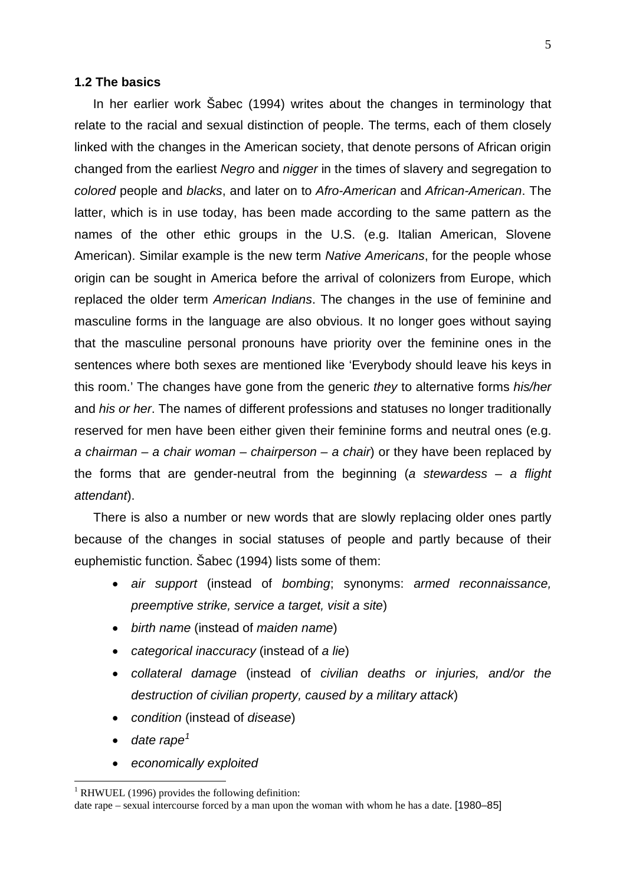### 1.2 The basics

In her earlier work Šabec (1994) writes about the changes in terminology that relate to the racial and sexual distinction of people. The terms, each of them closely linked with the changes in the American society, that denote persons of African origin changed from the earliest *Negro* and *nigger* in the times of slavery and segregation to *colored* people and *blacks*, and later on to *Afro-American* and *African-American*. The latter, which is in use today, has been made according to the same pattern as the names of the other ethic groups in the U.S. (e.g. Italian American, Slovene American). Similar example is the new term *Native Americans*, for the people whose origin can be sought in America before the arrival of colonizers from Europe, which replaced the older term *American Indians*. The changes in the use of feminine and masculine forms in the language are also obvious. It no longer goes without saying that the masculine personal pronouns have priority over the feminine ones in the sentences where both sexes are mentioned like 'Everybody should leave his keys in this room.' The changes have gone from the generic *they* to alternative forms *his/her* and *his or her*. The names of different professions and statuses no longer traditionally reserved for men have been either given their feminine forms and neutral ones (e.g. *a chairman – a chair woman – chairperson – a chair*) or they have been replaced by the forms that are gender-neutral from the beginning (*a stewardess – a flight attendant*).

There is also a number or new words that are slowly replacing older ones partly because of the changes in social statuses of people and partly because of their euphemistic function. Šabec (1994) lists some of them:

- *air support* (instead of *bombing*; synonyms: *armed reconnaissance, preemptive strike, service a target, visit a site*)
- *birth name* (instead of *maiden name*)
- *categorical inaccuracy* (instead of *a lie*)
- *collateral damage* (instead of *civilian deaths or injuries, and/or the destruction of civilian property, caused by a military attack*)
- *condition* (instead of *disease*)
- *date rape*[1]
- *economically exploited*

[1] RHWUEL (1996) provides the following definition:
date rape – sexual intercourse forced by a man upon the woman with whom he has a date. [1980–85]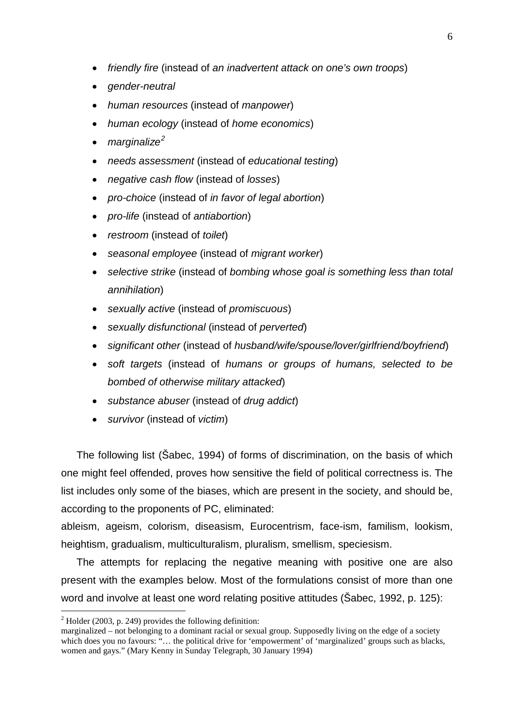- *friendly fire* (instead of *an inadvertent attack on one's own troops*)
- *gender-neutral*
- *human resources* (instead of *manpower*)
- *human ecology* (instead of *home economics*)
- *marginalize*[2]
- *needs assessment* (instead of *educational testing*)
- *negative cash flow* (instead of *losses*)
- *pro-choice* (instead of *in favor of legal abortion*)
- *pro-life* (instead of *antiabortion*)
- *restroom* (instead of *toilet*)
- *seasonal employee* (instead of *migrant worker*)
- *selective strike* (instead of *bombing whose goal is something less than total annihilation*)
- *sexually active* (instead of *promiscuous*)
- *sexually disfunctional* (instead of *perverted*)
- *significant other* (instead of *husband/wife/spouse/lover/girlfriend/boyfriend*)
- *soft targets* (instead of *humans or groups of humans, selected to be bombed of otherwise military attacked*)
- *substance abuser* (instead of *drug addict*)
- *survivor* (instead of *victim*)

The following list (Šabec, 1994) of forms of discrimination, on the basis of which one might feel offended, proves how sensitive the field of political correctness is. The list includes only some of the biases, which are present in the society, and should be, according to the proponents of PC, eliminated:

ableism, ageism, colorism, diseasism, Eurocentrism, face-ism, familism, lookism, heightism, gradualism, multiculturalism, pluralism, smellism, speciesism.

The attempts for replacing the negative meaning with positive one are also present with the examples below. Most of the formulations consist of more than one word and involve at least one word relating positive attitudes (Šabec, 1992, p. 125):

---

[2] Holder (2003, p. 249) provides the following definition:
marginalized – not belonging to a dominant racial or sexual group. Supposedly living on the edge of a society which does you no favours: "… the political drive for 'empowerment' of 'marginalized' groups such as blacks, women and gays." (Mary Kenny in Sunday Telegraph, 30 January 1994)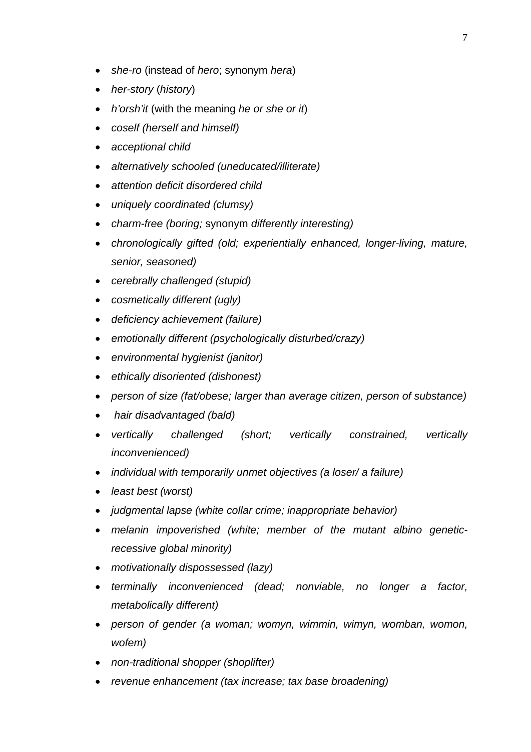- *she-ro* (instead of *hero*; synonym *hera*)
- *her-story* (*history*)
- *h'orsh'it* (with the meaning *he or she or it*)
- *coself (herself and himself)*
- *acceptional child*
- *alternatively schooled (uneducated/illiterate)*
- *attention deficit disordered child*
- *uniquely coordinated (clumsy)*
- *charm-free (boring;* synonym *differently interesting)*
- *chronologically gifted (old; experientially enhanced, longer-living, mature, senior, seasoned)*
- *cerebrally challenged (stupid)*
- *cosmetically different (ugly)*
- *deficiency achievement (failure)*
- *emotionally different (psychologically disturbed/crazy)*
- *environmental hygienist (janitor)*
- *ethically disoriented (dishonest)*
- *person of size (fat/obese; larger than average citizen, person of substance)*
- *hair disadvantaged (bald)*
- *vertically challenged (short; vertically constrained, vertically inconvenienced)*
- *individual with temporarily unmet objectives (a loser/ a failure)*
- *least best (worst)*
- *judgmental lapse (white collar crime; inappropriate behavior)*
- *melanin impoverished (white; member of the mutant albino genetic-recessive global minority)*
- *motivationally dispossessed (lazy)*
- *terminally inconvenienced (dead; nonviable, no longer a factor, metabolically different)*
- *person of gender (a woman; womyn, wimmin, wimyn, womban, womon, wofem)*
- *non-traditional shopper (shoplifter)*
- *revenue enhancement (tax increase; tax base broadening)*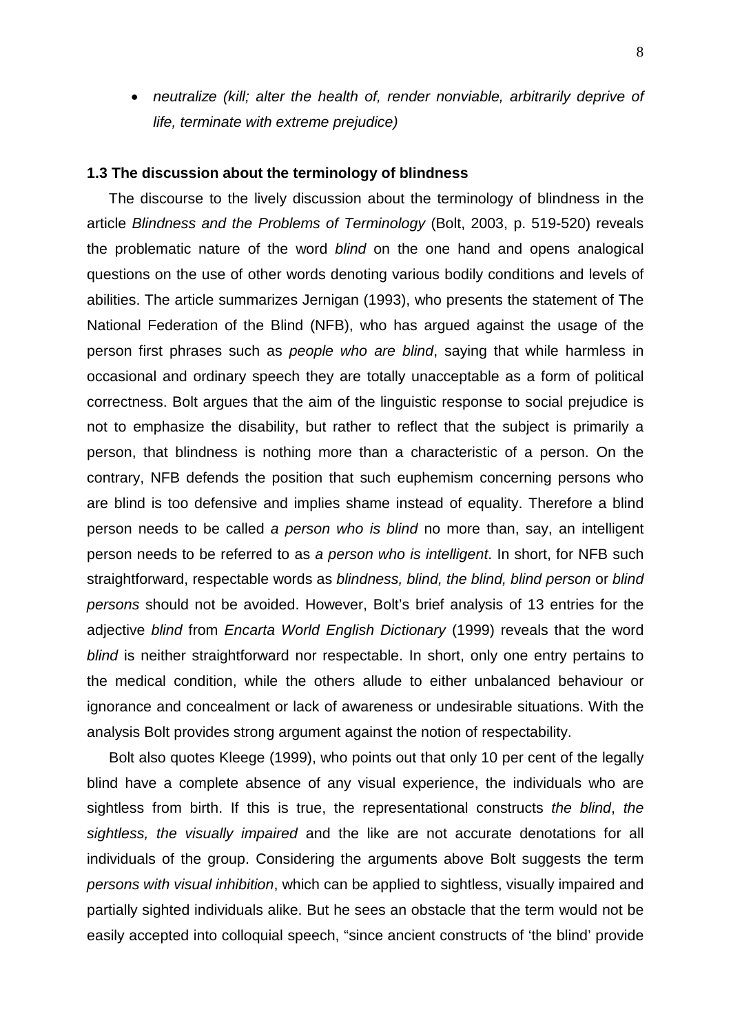- *neutralize (kill; alter the health of, render nonviable, arbitrarily deprive of life, terminate with extreme prejudice)*

### 1.3 The discussion about the terminology of blindness

The discourse to the lively discussion about the terminology of blindness in the article *Blindness and the Problems of Terminology* (Bolt, 2003, p. 519-520) reveals the problematic nature of the word *blind* on the one hand and opens analogical questions on the use of other words denoting various bodily conditions and levels of abilities. The article summarizes Jernigan (1993), who presents the statement of The National Federation of the Blind (NFB), who has argued against the usage of the person first phrases such as *people who are blind*, saying that while harmless in occasional and ordinary speech they are totally unacceptable as a form of political correctness. Bolt argues that the aim of the linguistic response to social prejudice is not to emphasize the disability, but rather to reflect that the subject is primarily a person, that blindness is nothing more than a characteristic of a person. On the contrary, NFB defends the position that such euphemism concerning persons who are blind is too defensive and implies shame instead of equality. Therefore a blind person needs to be called *a person who is blind* no more than, say, an intelligent person needs to be referred to as *a person who is intelligent*. In short, for NFB such straightforward, respectable words as *blindness, blind, the blind, blind person* or *blind persons* should not be avoided. However, Bolt's brief analysis of 13 entries for the adjective *blind* from *Encarta World English Dictionary* (1999) reveals that the word *blind* is neither straightforward nor respectable. In short, only one entry pertains to the medical condition, while the others allude to either unbalanced behaviour or ignorance and concealment or lack of awareness or undesirable situations. With the analysis Bolt provides strong argument against the notion of respectability.

Bolt also quotes Kleege (1999), who points out that only 10 per cent of the legally blind have a complete absence of any visual experience, the individuals who are sightless from birth. If this is true, the representational constructs *the blind*, *the sightless, the visually impaired* and the like are not accurate denotations for all individuals of the group. Considering the arguments above Bolt suggests the term *persons with visual inhibition*, which can be applied to sightless, visually impaired and partially sighted individuals alike. But he sees an obstacle that the term would not be easily accepted into colloquial speech, "since ancient constructs of 'the blind' provide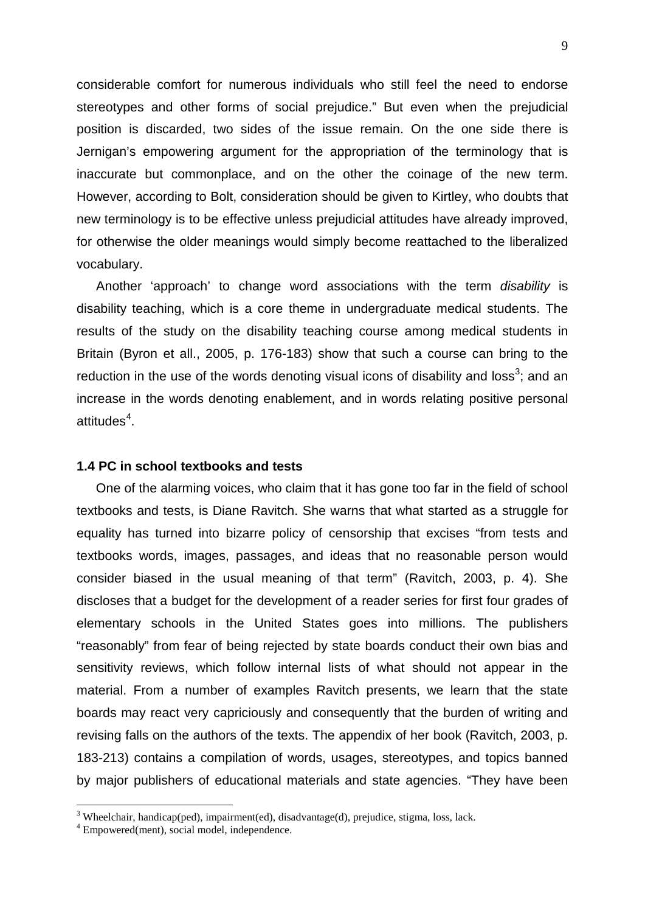considerable comfort for numerous individuals who still feel the need to endorse stereotypes and other forms of social prejudice." But even when the prejudicial position is discarded, two sides of the issue remain. On the one side there is Jernigan's empowering argument for the appropriation of the terminology that is inaccurate but commonplace, and on the other the coinage of the new term. However, according to Bolt, consideration should be given to Kirtley, who doubts that new terminology is to be effective unless prejudicial attitudes have already improved, for otherwise the older meanings would simply become reattached to the liberalized vocabulary.

Another 'approach' to change word associations with the term *disability* is disability teaching, which is a core theme in undergraduate medical students. The results of the study on the disability teaching course among medical students in Britain (Byron et all., 2005, p. 176-183) show that such a course can bring to the reduction in the use of the words denoting visual icons of disability and loss[3]; and an increase in the words denoting enablement, and in words relating positive personal attitudes[4].

### 1.4 PC in school textbooks and tests

One of the alarming voices, who claim that it has gone too far in the field of school textbooks and tests, is Diane Ravitch. She warns that what started as a struggle for equality has turned into bizarre policy of censorship that excises "from tests and textbooks words, images, passages, and ideas that no reasonable person would consider biased in the usual meaning of that term" (Ravitch, 2003, p. 4). She discloses that a budget for the development of a reader series for first four grades of elementary schools in the United States goes into millions. The publishers "reasonably" from fear of being rejected by state boards conduct their own bias and sensitivity reviews, which follow internal lists of what should not appear in the material. From a number of examples Ravitch presents, we learn that the state boards may react very capriciously and consequently that the burden of writing and revising falls on the authors of the texts. The appendix of her book (Ravitch, 2003, p. 183-213) contains a compilation of words, usages, stereotypes, and topics banned by major publishers of educational materials and state agencies. "They have been

[3] Wheelchair, handicap(ped), impairment(ed), disadvantage(d), prejudice, stigma, loss, lack.

[4] Empowered(ment), social model, independence.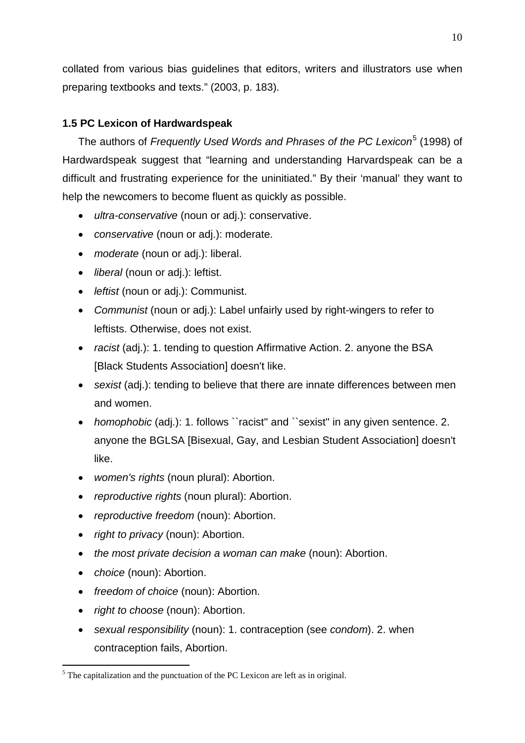collated from various bias guidelines that editors, writers and illustrators use when preparing textbooks and texts." (2003, p. 183).

### 1.5 PC Lexicon of Hardwardspeak

The authors of *Frequently Used Words and Phrases of the PC Lexicon*[5] (1998) of Hardwardspeak suggest that "learning and understanding Harvardspeak can be a difficult and frustrating experience for the uninitiated." By their 'manual' they want to help the newcomers to become fluent as quickly as possible.

- *ultra-conservative* (noun or adj.): conservative.
- *conservative* (noun or adj.): moderate.
- *moderate* (noun or adj.): liberal.
- *liberal* (noun or adj.): leftist.
- *leftist* (noun or adj.): Communist.
- *Communist* (noun or adj.): Label unfairly used by right-wingers to refer to leftists. Otherwise, does not exist.
- *racist* (adj.): 1. tending to question Affirmative Action. 2. anyone the BSA [Black Students Association] doesn't like.
- *sexist* (adj.): tending to believe that there are innate differences between men and women.
- *homophobic* (adj.): 1. follows ``racist'' and ``sexist'' in any given sentence. 2. anyone the BGLSA [Bisexual, Gay, and Lesbian Student Association] doesn't like.
- *women's rights* (noun plural): Abortion.
- *reproductive rights* (noun plural): Abortion.
- *reproductive freedom* (noun): Abortion.
- *right to privacy* (noun): Abortion.
- *the most private decision a woman can make* (noun): Abortion.
- *choice* (noun): Abortion.
- *freedom of choice* (noun): Abortion.
- *right to choose* (noun): Abortion.
- *sexual responsibility* (noun): 1. contraception (see *condom*). 2. when contraception fails, Abortion.

[5] The capitalization and the punctuation of the PC Lexicon are left as in original.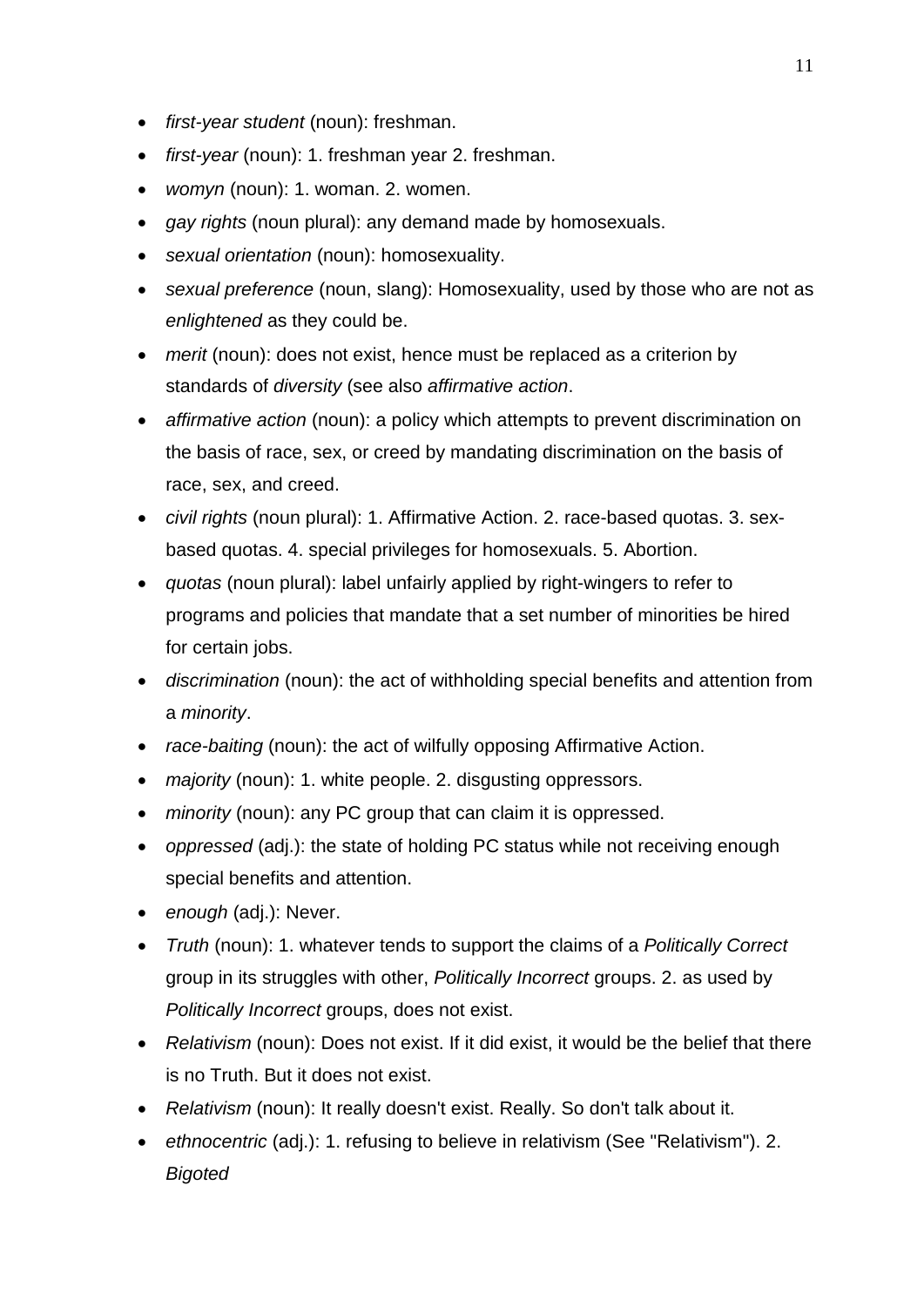- *first-year student* (noun): freshman.
- *first-year* (noun): 1. freshman year 2. freshman.
- *womyn* (noun): 1. woman. 2. women.
- *gay rights* (noun plural): any demand made by homosexuals.
- *sexual orientation* (noun): homosexuality.
- *sexual preference* (noun, slang): Homosexuality, used by those who are not as *enlightened* as they could be.
- *merit* (noun): does not exist, hence must be replaced as a criterion by standards of *diversity* (see also *affirmative action*.
- *affirmative action* (noun): a policy which attempts to prevent discrimination on the basis of race, sex, or creed by mandating discrimination on the basis of race, sex, and creed.
- *civil rights* (noun plural): 1. Affirmative Action. 2. race-based quotas. 3. sex-based quotas. 4. special privileges for homosexuals. 5. Abortion.
- *quotas* (noun plural): label unfairly applied by right-wingers to refer to programs and policies that mandate that a set number of minorities be hired for certain jobs.
- *discrimination* (noun): the act of withholding special benefits and attention from a *minority*.
- *race-baiting* (noun): the act of wilfully opposing Affirmative Action.
- *majority* (noun): 1. white people. 2. disgusting oppressors.
- *minority* (noun): any PC group that can claim it is oppressed.
- *oppressed* (adj.): the state of holding PC status while not receiving enough special benefits and attention.
- *enough* (adj.): Never.
- *Truth* (noun): 1. whatever tends to support the claims of a *Politically Correct* group in its struggles with other, *Politically Incorrect* groups. 2. as used by *Politically Incorrect* groups, does not exist.
- *Relativism* (noun): Does not exist. If it did exist, it would be the belief that there is no Truth. But it does not exist.
- *Relativism* (noun): It really doesn't exist. Really. So don't talk about it.
- *ethnocentric* (adj.): 1. refusing to believe in relativism (See "Relativism"). 2. *Bigoted*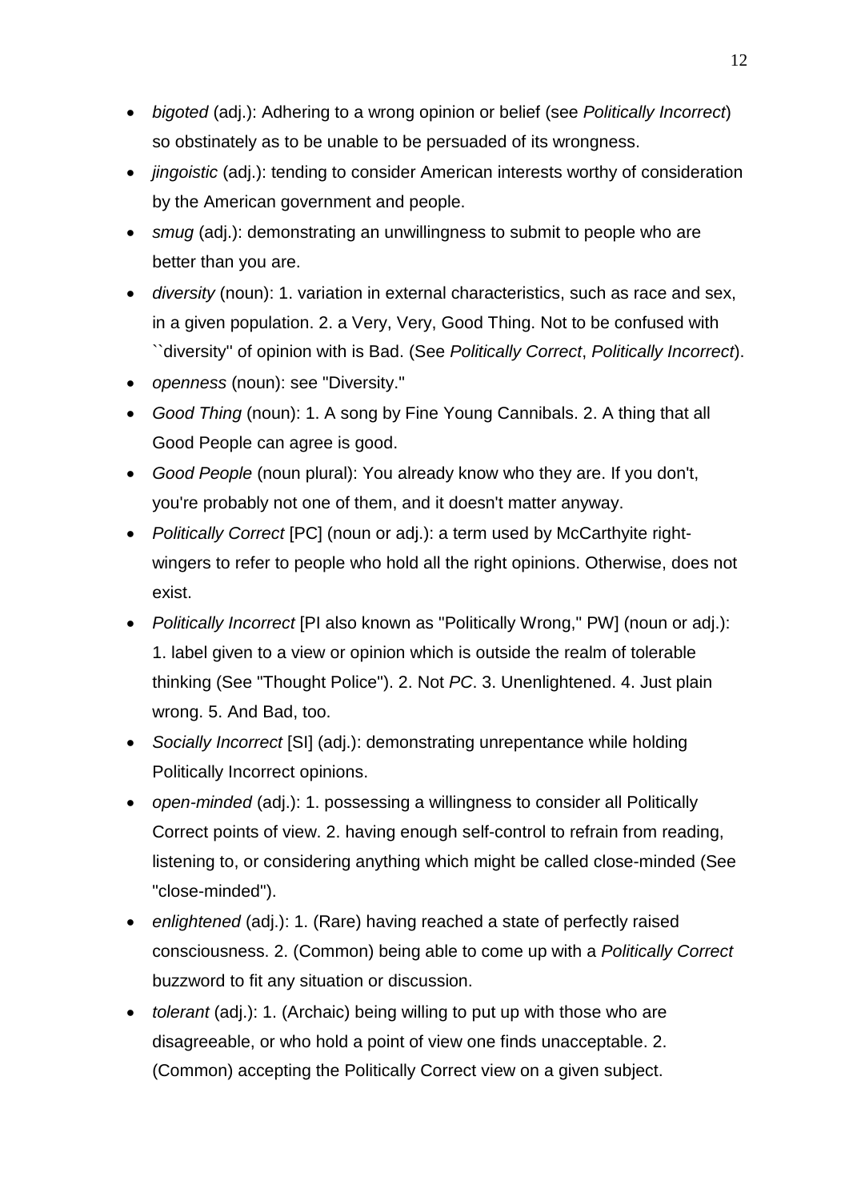- *bigoted* (adj.): Adhering to a wrong opinion or belief (see *Politically Incorrect*) so obstinately as to be unable to be persuaded of its wrongness.
- *jingoistic* (adj.): tending to consider American interests worthy of consideration by the American government and people.
- *smug* (adj.): demonstrating an unwillingness to submit to people who are better than you are.
- *diversity* (noun): 1. variation in external characteristics, such as race and sex, in a given population. 2. a Very, Very, Good Thing. Not to be confused with ``diversity'' of opinion with is Bad. (See *Politically Correct*, *Politically Incorrect*).
- *openness* (noun): see "Diversity."
- *Good Thing* (noun): 1. A song by Fine Young Cannibals. 2. A thing that all Good People can agree is good.
- *Good People* (noun plural): You already know who they are. If you don't, you're probably not one of them, and it doesn't matter anyway.
- *Politically Correct* [PC] (noun or adj.): a term used by McCarthyite right-wingers to refer to people who hold all the right opinions. Otherwise, does not exist.
- *Politically Incorrect* [PI also known as "Politically Wrong," PW] (noun or adj.): 1. label given to a view or opinion which is outside the realm of tolerable thinking (See "Thought Police"). 2. Not *PC*. 3. Unenlightened. 4. Just plain wrong. 5. And Bad, too.
- *Socially Incorrect* [SI] (adj.): demonstrating unrepentance while holding Politically Incorrect opinions.
- *open-minded* (adj.): 1. possessing a willingness to consider all Politically Correct points of view. 2. having enough self-control to refrain from reading, listening to, or considering anything which might be called close-minded (See "close-minded").
- *enlightened* (adj.): 1. (Rare) having reached a state of perfectly raised consciousness. 2. (Common) being able to come up with a *Politically Correct* buzzword to fit any situation or discussion.
- *tolerant* (adj.): 1. (Archaic) being willing to put up with those who are disagreeable, or who hold a point of view one finds unacceptable. 2. (Common) accepting the Politically Correct view on a given subject.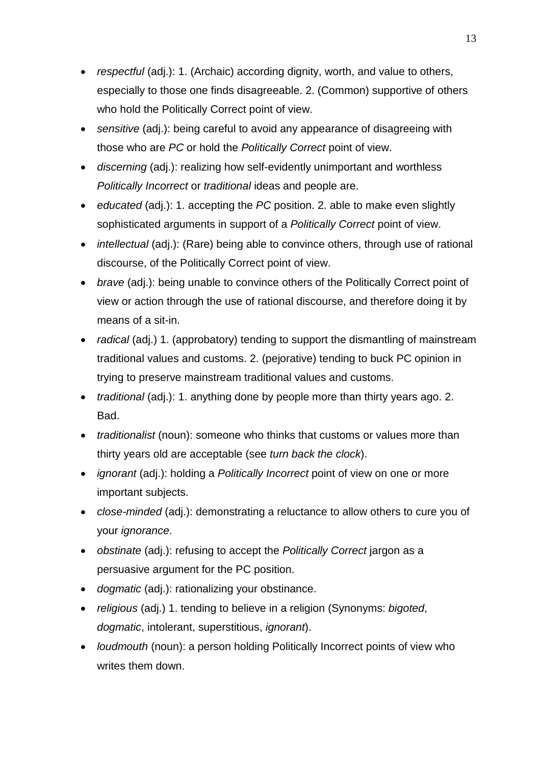- *respectful* (adj.): 1. (Archaic) according dignity, worth, and value to others, especially to those one finds disagreeable. 2. (Common) supportive of others who hold the Politically Correct point of view.
- *sensitive* (adj.): being careful to avoid any appearance of disagreeing with those who are *PC* or hold the *Politically Correct* point of view.
- *discerning* (adj.): realizing how self-evidently unimportant and worthless *Politically Incorrect* or *traditional* ideas and people are.
- *educated* (adj.): 1. accepting the *PC* position. 2. able to make even slightly sophisticated arguments in support of a *Politically Correct* point of view.
- *intellectual* (adj.): (Rare) being able to convince others, through use of rational discourse, of the Politically Correct point of view.
- *brave* (adj.): being unable to convince others of the Politically Correct point of view or action through the use of rational discourse, and therefore doing it by means of a sit-in.
- *radical* (adj.) 1. (approbatory) tending to support the dismantling of mainstream traditional values and customs. 2. (pejorative) tending to buck PC opinion in trying to preserve mainstream traditional values and customs.
- *traditional* (adj.): 1. anything done by people more than thirty years ago. 2. Bad.
- *traditionalist* (noun): someone who thinks that customs or values more than thirty years old are acceptable (see *turn back the clock*).
- *ignorant* (adj.): holding a *Politically Incorrect* point of view on one or more important subjects.
- *close-minded* (adj.): demonstrating a reluctance to allow others to cure you of your *ignorance*.
- *obstinate* (adj.): refusing to accept the *Politically Correct* jargon as a persuasive argument for the PC position.
- *dogmatic* (adj.): rationalizing your obstinance.
- *religious* (adj.) 1. tending to believe in a religion (Synonyms: *bigoted*, *dogmatic*, intolerant, superstitious, *ignorant*).
- *loudmouth* (noun): a person holding Politically Incorrect points of view who writes them down.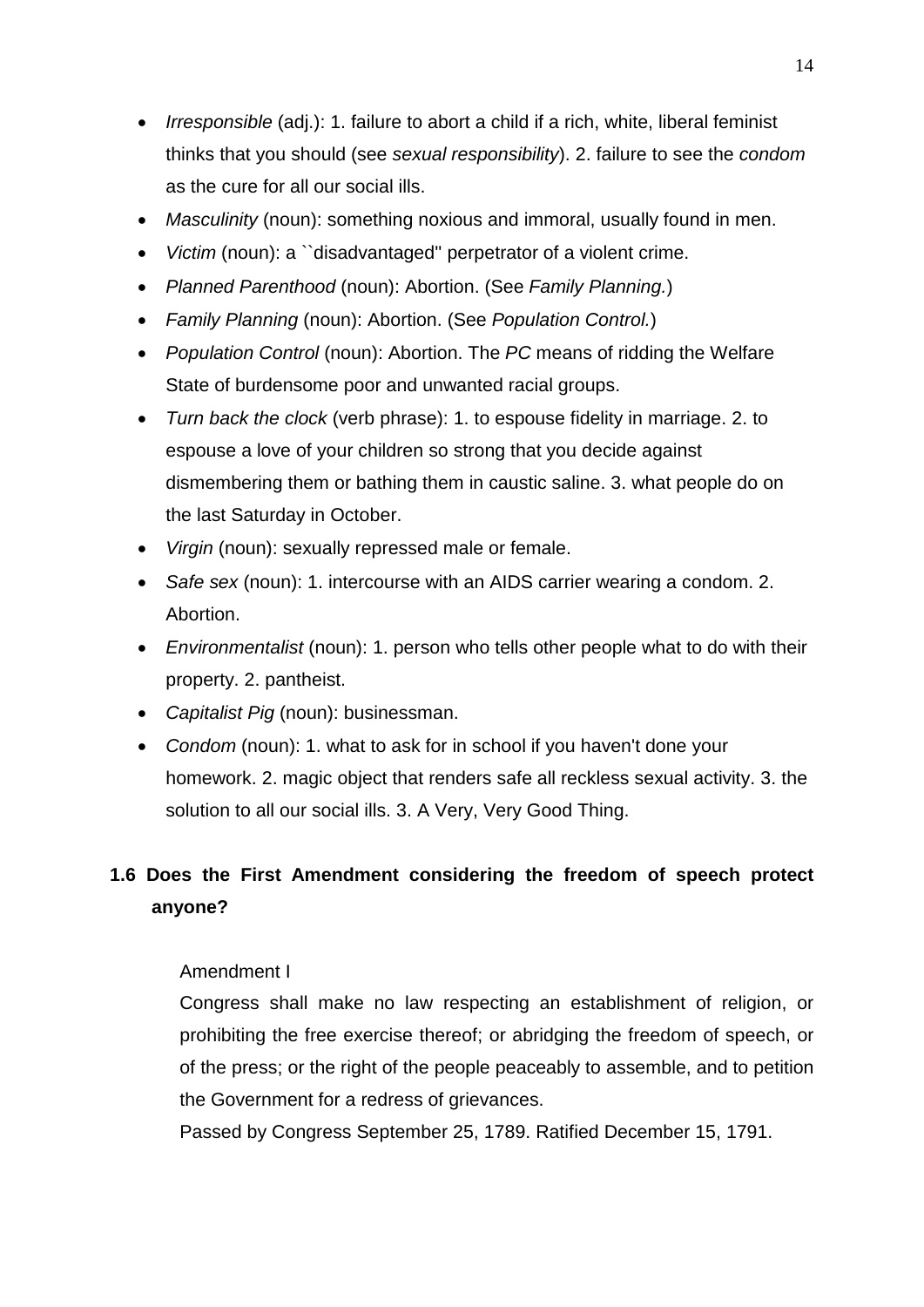- *Irresponsible* (adj.): 1. failure to abort a child if a rich, white, liberal feminist thinks that you should (see *sexual responsibility*). 2. failure to see the *condom* as the cure for all our social ills.
- *Masculinity* (noun): something noxious and immoral, usually found in men.
- *Victim* (noun): a ``disadvantaged'' perpetrator of a violent crime.
- *Planned Parenthood* (noun): Abortion. (See *Family Planning.*)
- *Family Planning* (noun): Abortion. (See *Population Control.*)
- *Population Control* (noun): Abortion. The *PC* means of ridding the Welfare State of burdensome poor and unwanted racial groups.
- *Turn back the clock* (verb phrase): 1. to espouse fidelity in marriage. 2. to espouse a love of your children so strong that you decide against dismembering them or bathing them in caustic saline. 3. what people do on the last Saturday in October.
- *Virgin* (noun): sexually repressed male or female.
- *Safe sex* (noun): 1. intercourse with an AIDS carrier wearing a condom. 2. Abortion.
- *Environmentalist* (noun): 1. person who tells other people what to do with their property. 2. pantheist.
- *Capitalist Pig* (noun): businessman.
- *Condom* (noun): 1. what to ask for in school if you haven't done your homework. 2. magic object that renders safe all reckless sexual activity. 3. the solution to all our social ills. 3. A Very, Very Good Thing.

## 1.6 Does the First Amendment considering the freedom of speech protect anyone?

> Amendment I
>
> Congress shall make no law respecting an establishment of religion, or prohibiting the free exercise thereof; or abridging the freedom of speech, or of the press; or the right of the people peaceably to assemble, and to petition the Government for a redress of grievances.
>
> Passed by Congress September 25, 1789. Ratified December 15, 1791.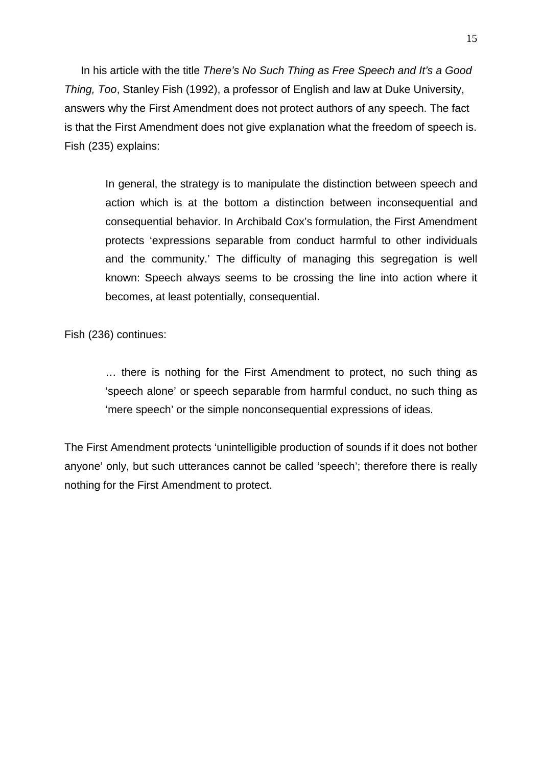In his article with the title *There's No Such Thing as Free Speech and It's a Good Thing, Too*, Stanley Fish (1992), a professor of English and law at Duke University, answers why the First Amendment does not protect authors of any speech. The fact is that the First Amendment does not give explanation what the freedom of speech is. Fish (235) explains:

> In general, the strategy is to manipulate the distinction between speech and action which is at the bottom a distinction between inconsequential and consequential behavior. In Archibald Cox's formulation, the First Amendment protects 'expressions separable from conduct harmful to other individuals and the community.' The difficulty of managing this segregation is well known: Speech always seems to be crossing the line into action where it becomes, at least potentially, consequential.

Fish (236) continues:

> … there is nothing for the First Amendment to protect, no such thing as 'speech alone' or speech separable from harmful conduct, no such thing as 'mere speech' or the simple nonconsequential expressions of ideas.

The First Amendment protects 'unintelligible production of sounds if it does not bother anyone' only, but such utterances cannot be called 'speech'; therefore there is really nothing for the First Amendment to protect.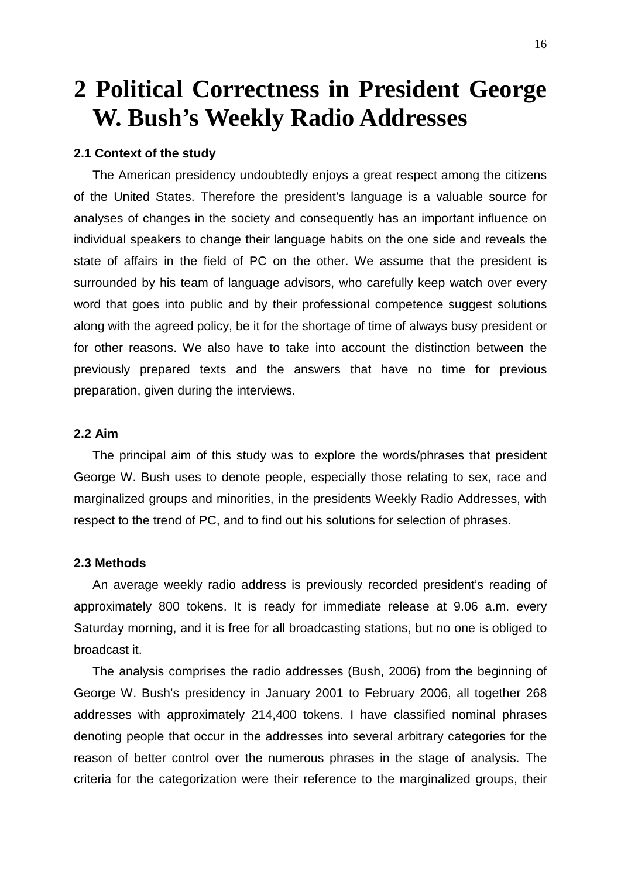# 2 Political Correctness in President George W. Bush's Weekly Radio Addresses

### 2.1 Context of the study

The American presidency undoubtedly enjoys a great respect among the citizens of the United States. Therefore the president's language is a valuable source for analyses of changes in the society and consequently has an important influence on individual speakers to change their language habits on the one side and reveals the state of affairs in the field of PC on the other. We assume that the president is surrounded by his team of language advisors, who carefully keep watch over every word that goes into public and by their professional competence suggest solutions along with the agreed policy, be it for the shortage of time of always busy president or for other reasons. We also have to take into account the distinction between the previously prepared texts and the answers that have no time for previous preparation, given during the interviews.

### 2.2 Aim

The principal aim of this study was to explore the words/phrases that president George W. Bush uses to denote people, especially those relating to sex, race and marginalized groups and minorities, in the presidents Weekly Radio Addresses, with respect to the trend of PC, and to find out his solutions for selection of phrases.

### 2.3 Methods

An average weekly radio address is previously recorded president's reading of approximately 800 tokens. It is ready for immediate release at 9.06 a.m. every Saturday morning, and it is free for all broadcasting stations, but no one is obliged to broadcast it.

The analysis comprises the radio addresses (Bush, 2006) from the beginning of George W. Bush's presidency in January 2001 to February 2006, all together 268 addresses with approximately 214,400 tokens. I have classified nominal phrases denoting people that occur in the addresses into several arbitrary categories for the reason of better control over the numerous phrases in the stage of analysis. The criteria for the categorization were their reference to the marginalized groups, their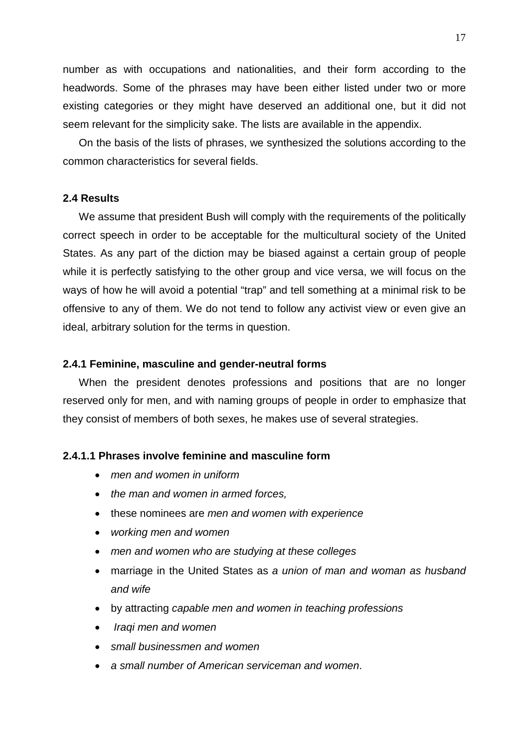number as with occupations and nationalities, and their form according to the headwords. Some of the phrases may have been either listed under two or more existing categories or they might have deserved an additional one, but it did not seem relevant for the simplicity sake. The lists are available in the appendix.

On the basis of the lists of phrases, we synthesized the solutions according to the common characteristics for several fields.

### 2.4 Results

We assume that president Bush will comply with the requirements of the politically correct speech in order to be acceptable for the multicultural society of the United States. As any part of the diction may be biased against a certain group of people while it is perfectly satisfying to the other group and vice versa, we will focus on the ways of how he will avoid a potential "trap" and tell something at a minimal risk to be offensive to any of them. We do not tend to follow any activist view or even give an ideal, arbitrary solution for the terms in question.

#### 2.4.1 Feminine, masculine and gender-neutral forms

When the president denotes professions and positions that are no longer reserved only for men, and with naming groups of people in order to emphasize that they consist of members of both sexes, he makes use of several strategies.

##### 2.4.1.1 Phrases involve feminine and masculine form

- *men and women in uniform*
- *the man and women in armed forces,*
- these nominees are *men and women with experience*
- *working men and women*
- *men and women who are studying at these colleges*
- marriage in the United States as *a union of man and woman as husband and wife*
- by attracting *capable men and women in teaching professions*
- *Iraqi men and women*
- *small businessmen and women*
- *a small number of American serviceman and women*.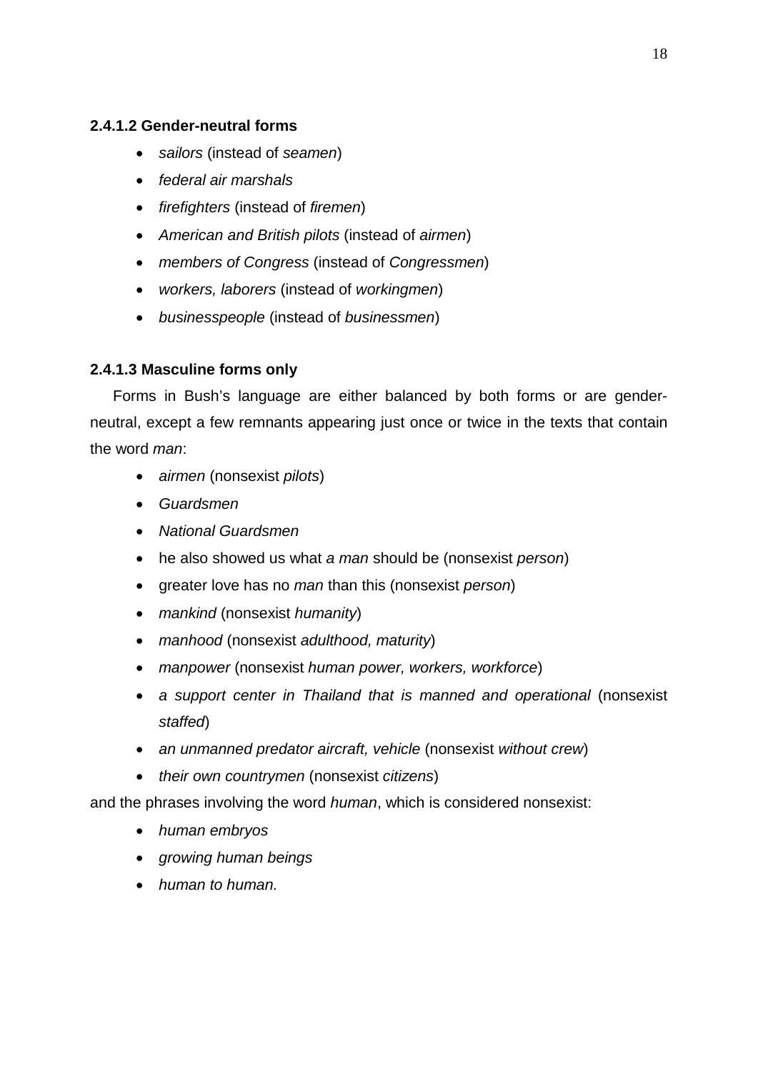#### 2.4.1.2 Gender-neutral forms

- *sailors* (instead of *seamen*)
- *federal air marshals*
- *firefighters* (instead of *firemen*)
- *American and British pilots* (instead of *airmen*)
- *members of Congress* (instead of *Congressmen*)
- *workers, laborers* (instead of *workingmen*)
- *businesspeople* (instead of *businessmen*)

#### 2.4.1.3 Masculine forms only

Forms in Bush's language are either balanced by both forms or are gender-neutral, except a few remnants appearing just once or twice in the texts that contain the word *man*:

- *airmen* (nonsexist *pilots*)
- *Guardsmen*
- *National Guardsmen*
- he also showed us what *a man* should be (nonsexist *person*)
- greater love has no *man* than this (nonsexist *person*)
- *mankind* (nonsexist *humanity*)
- *manhood* (nonsexist *adulthood, maturity*)
- *manpower* (nonsexist *human power, workers, workforce*)
- *a support center in Thailand that is manned and operational* (nonsexist *staffed*)
- *an unmanned predator aircraft, vehicle* (nonsexist *without crew*)
- *their own countrymen* (nonsexist *citizens*)

and the phrases involving the word *human*, which is considered nonsexist:

- *human embryos*
- *growing human beings*
- *human to human.*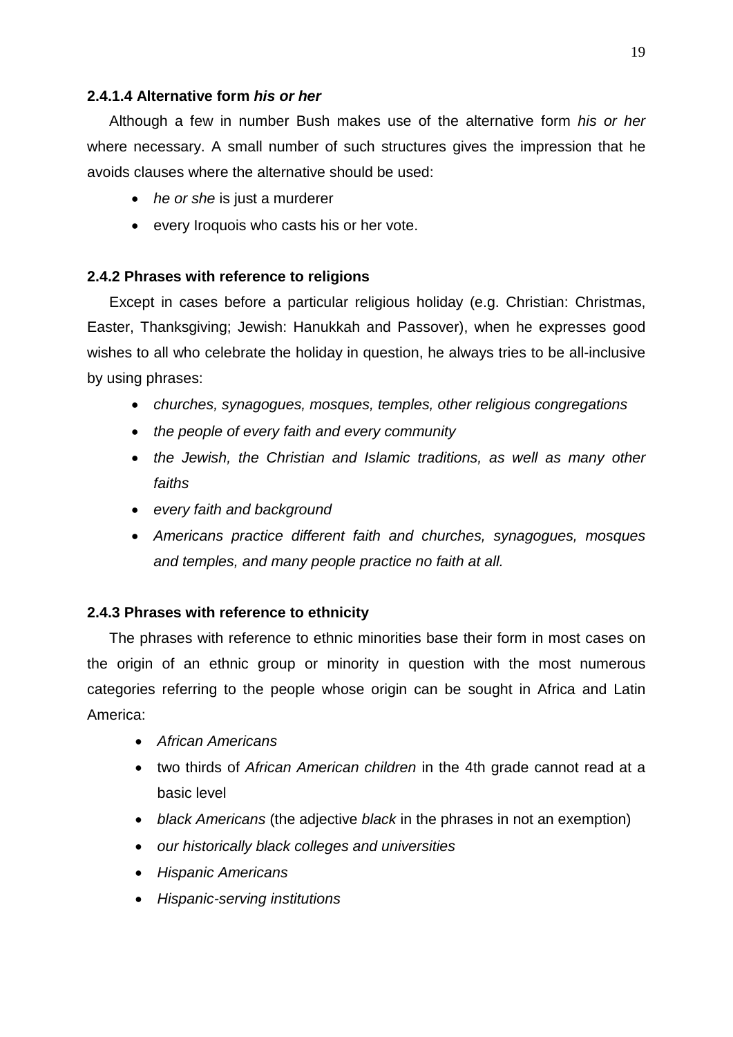#### 2.4.1.4 Alternative form *his or her*

Although a few in number Bush makes use of the alternative form *his or her* where necessary. A small number of such structures gives the impression that he avoids clauses where the alternative should be used:

- *he or she* is just a murderer
- every Iroquois who casts his or her vote.

### 2.4.2 Phrases with reference to religions

Except in cases before a particular religious holiday (e.g. Christian: Christmas, Easter, Thanksgiving; Jewish: Hanukkah and Passover), when he expresses good wishes to all who celebrate the holiday in question, he always tries to be all-inclusive by using phrases:

- *churches, synagogues, mosques, temples, other religious congregations*
- *the people of every faith and every community*
- *the Jewish, the Christian and Islamic traditions, as well as many other faiths*
- *every faith and background*
- *Americans practice different faith and churches, synagogues, mosques and temples, and many people practice no faith at all.*

### 2.4.3 Phrases with reference to ethnicity

The phrases with reference to ethnic minorities base their form in most cases on the origin of an ethnic group or minority in question with the most numerous categories referring to the people whose origin can be sought in Africa and Latin America:

- *African Americans*
- two thirds of *African American children* in the 4th grade cannot read at a basic level
- *black Americans* (the adjective *black* in the phrases in not an exemption)
- *our historically black colleges and universities*
- *Hispanic Americans*
- *Hispanic-serving institutions*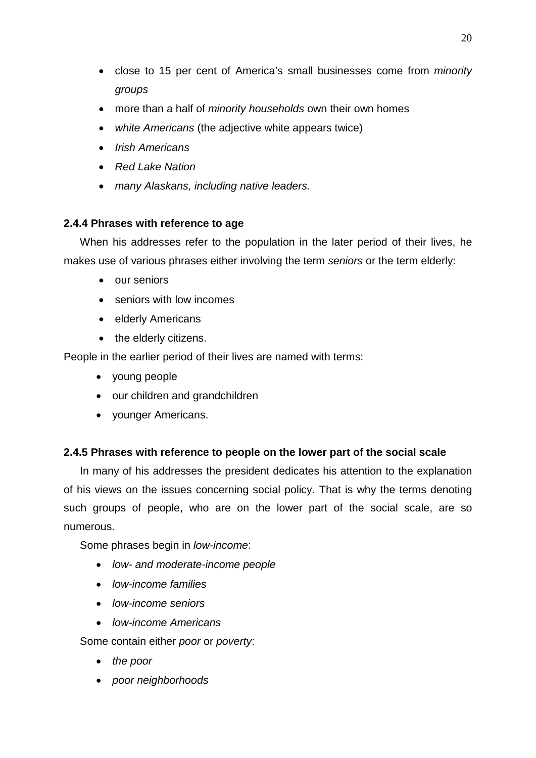- close to 15 per cent of America's small businesses come from *minority groups*
- more than a half of *minority households* own their own homes
- *white Americans* (the adjective white appears twice)
- *Irish Americans*
- *Red Lake Nation*
- *many Alaskans, including native leaders.*

### 2.4.4 Phrases with reference to age

When his addresses refer to the population in the later period of their lives, he makes use of various phrases either involving the term *seniors* or the term elderly:

- our seniors
- seniors with low incomes
- elderly Americans
- the elderly citizens.

People in the earlier period of their lives are named with terms:

- young people
- our children and grandchildren
- younger Americans.

### 2.4.5 Phrases with reference to people on the lower part of the social scale

In many of his addresses the president dedicates his attention to the explanation of his views on the issues concerning social policy. That is why the terms denoting such groups of people, who are on the lower part of the social scale, are so numerous.

Some phrases begin in *low-income*:

- *low- and moderate-income people*
- *low-income families*
- *low-income seniors*
- *low-income Americans*

Some contain either *poor* or *poverty*:

- *the poor*
- *poor neighborhoods*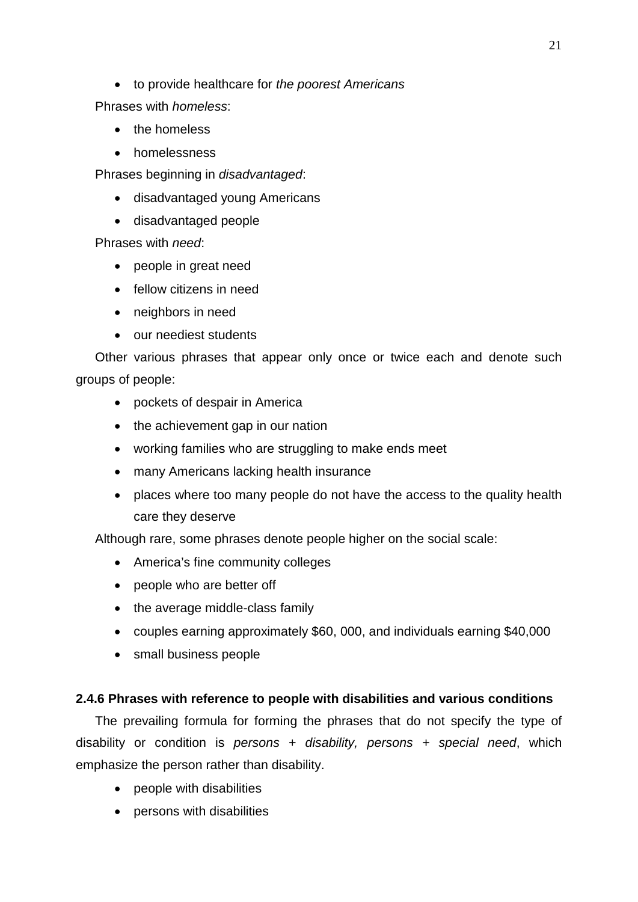- to provide healthcare for *the poorest Americans*

Phrases with *homeless*:

- the homeless
- homelessness

Phrases beginning in *disadvantaged*:

- disadvantaged young Americans
- disadvantaged people

Phrases with *need*:

- people in great need
- fellow citizens in need
- neighbors in need
- our neediest students

Other various phrases that appear only once or twice each and denote such groups of people:

- pockets of despair in America
- the achievement gap in our nation
- working families who are struggling to make ends meet
- many Americans lacking health insurance
- places where too many people do not have the access to the quality health care they deserve

Although rare, some phrases denote people higher on the social scale:

- America's fine community colleges
- people who are better off
- the average middle-class family
- couples earning approximately $60, 000, and individuals earning $40,000
- small business people

### 2.4.6 Phrases with reference to people with disabilities and various conditions

The prevailing formula for forming the phrases that do not specify the type of disability or condition is *persons + disability, persons + special need*, which emphasize the person rather than disability.

- people with disabilities
- persons with disabilities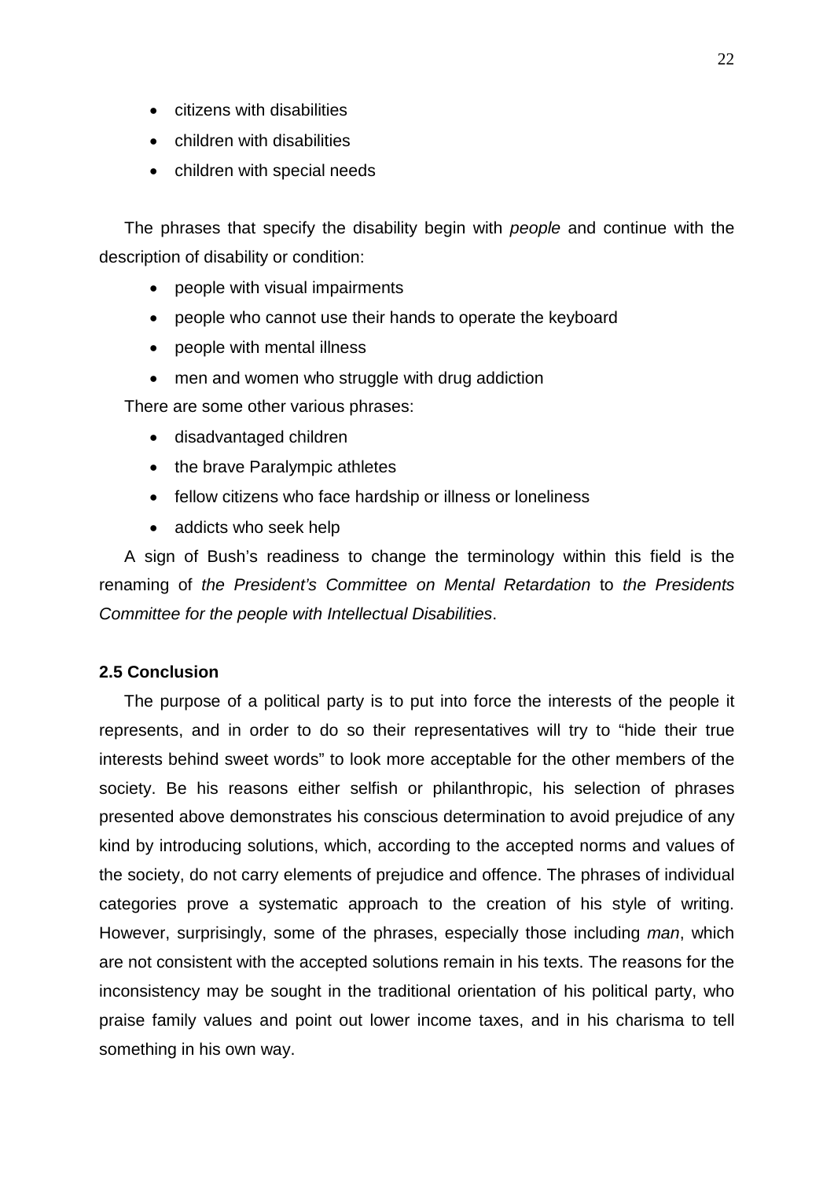- citizens with disabilities
- children with disabilities
- children with special needs

The phrases that specify the disability begin with *people* and continue with the description of disability or condition:

- people with visual impairments
- people who cannot use their hands to operate the keyboard
- people with mental illness
- men and women who struggle with drug addiction

There are some other various phrases:

- disadvantaged children
- the brave Paralympic athletes
- fellow citizens who face hardship or illness or loneliness
- addicts who seek help

A sign of Bush's readiness to change the terminology within this field is the renaming of *the President's Committee on Mental Retardation* to *the Presidents Committee for the people with Intellectual Disabilities*.

**2.5 Conclusion**

The purpose of a political party is to put into force the interests of the people it represents, and in order to do so their representatives will try to "hide their true interests behind sweet words" to look more acceptable for the other members of the society. Be his reasons either selfish or philanthropic, his selection of phrases presented above demonstrates his conscious determination to avoid prejudice of any kind by introducing solutions, which, according to the accepted norms and values of the society, do not carry elements of prejudice and offence. The phrases of individual categories prove a systematic approach to the creation of his style of writing. However, surprisingly, some of the phrases, especially those including *man*, which are not consistent with the accepted solutions remain in his texts. The reasons for the inconsistency may be sought in the traditional orientation of his political party, who praise family values and point out lower income taxes, and in his charisma to tell something in his own way.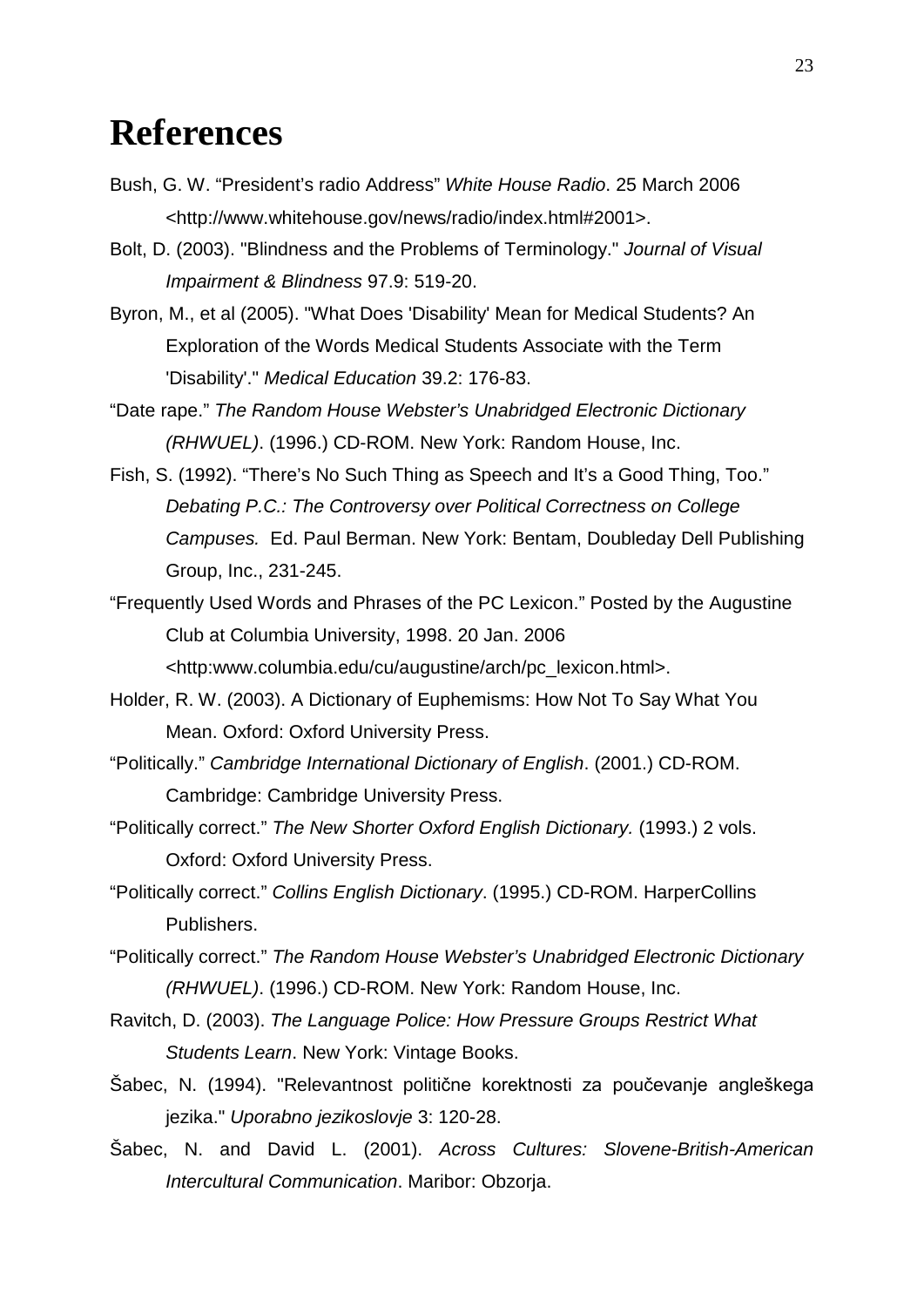# References

Bush, G. W. “President’s radio Address” *White House Radio*. 25 March 2006 <http://www.whitehouse.gov/news/radio/index.html#2001>.

Bolt, D. (2003). "Blindness and the Problems of Terminology." *Journal of Visual Impairment & Blindness* 97.9: 519-20.

Byron, M., et al (2005). "What Does 'Disability' Mean for Medical Students? An Exploration of the Words Medical Students Associate with the Term 'Disability'." *Medical Education* 39.2: 176-83.

“Date rape.” *The Random House Webster’s Unabridged Electronic Dictionary (RHWUEL)*. (1996.) CD-ROM. New York: Random House, Inc.

Fish, S. (1992). “There’s No Such Thing as Speech and It’s a Good Thing, Too.” *Debating P.C.: The Controversy over Political Correctness on College Campuses.* Ed. Paul Berman. New York: Bentam, Doubleday Dell Publishing Group, Inc., 231-245.

“Frequently Used Words and Phrases of the PC Lexicon.” Posted by the Augustine Club at Columbia University, 1998. 20 Jan. 2006 <http:www.columbia.edu/cu/augustine/arch/pc_lexicon.html>.

Holder, R. W. (2003). A Dictionary of Euphemisms: How Not To Say What You Mean. Oxford: Oxford University Press.

“Politically.” *Cambridge International Dictionary of English*. (2001.) CD-ROM. Cambridge: Cambridge University Press.

“Politically correct.” *The New Shorter Oxford English Dictionary.* (1993.) 2 vols. Oxford: Oxford University Press.

“Politically correct.” *Collins English Dictionary*. (1995.) CD-ROM. HarperCollins Publishers.

“Politically correct.” *The Random House Webster’s Unabridged Electronic Dictionary (RHWUEL)*. (1996.) CD-ROM. New York: Random House, Inc.

Ravitch, D. (2003). *The Language Police: How Pressure Groups Restrict What Students Learn*. New York: Vintage Books.

Šabec, N. (1994). "Relevantnost politične korektnosti za poučevanje angleškega jezika." *Uporabno jezikoslovje* 3: 120-28.

Šabec, N. and David L. (2001). *Across Cultures: Slovene-British-American Intercultural Communication*. Maribor: Obzorja.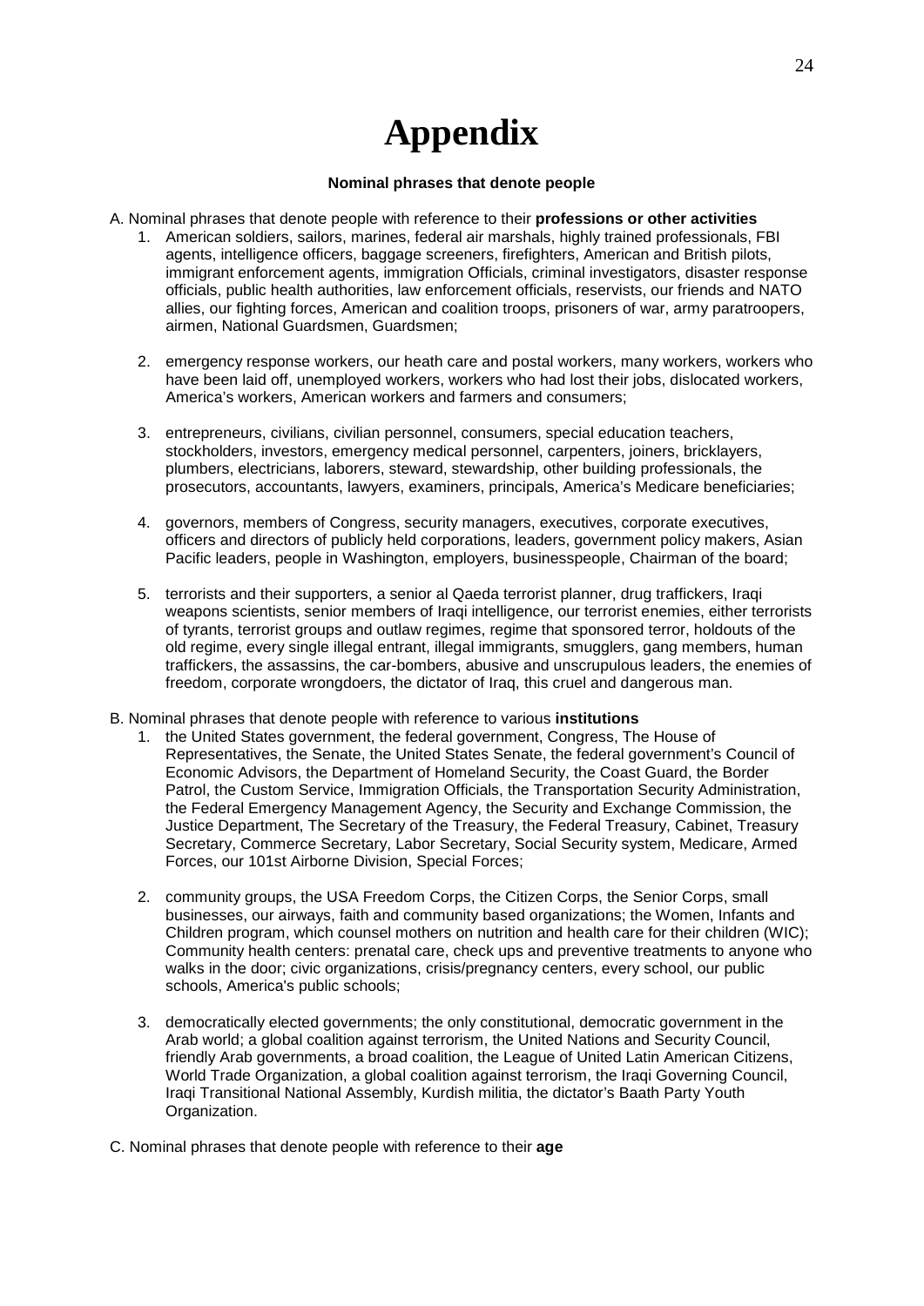# Appendix

**Nominal phrases that denote people**

A. Nominal phrases that denote people with reference to their **professions or other activities**

1. American soldiers, sailors, marines, federal air marshals, highly trained professionals, FBI agents, intelligence officers, baggage screeners, firefighters, American and British pilots, immigrant enforcement agents, immigration Officials, criminal investigators, disaster response officials, public health authorities, law enforcement officials, reservists, our friends and NATO allies, our fighting forces, American and coalition troops, prisoners of war, army paratroopers, airmen, National Guardsmen, Guardsmen;

2. emergency response workers, our heath care and postal workers, many workers, workers who have been laid off, unemployed workers, workers who had lost their jobs, dislocated workers, America's workers, American workers and farmers and consumers;

3. entrepreneurs, civilians, civilian personnel, consumers, special education teachers, stockholders, investors, emergency medical personnel, carpenters, joiners, bricklayers, plumbers, electricians, laborers, steward, stewardship, other building professionals, the prosecutors, accountants, lawyers, examiners, principals, America's Medicare beneficiaries;

4. governors, members of Congress, security managers, executives, corporate executives, officers and directors of publicly held corporations, leaders, government policy makers, Asian Pacific leaders, people in Washington, employers, businesspeople, Chairman of the board;

5. terrorists and their supporters, a senior al Qaeda terrorist planner, drug traffickers, Iraqi weapons scientists, senior members of Iraqi intelligence, our terrorist enemies, either terrorists of tyrants, terrorist groups and outlaw regimes, regime that sponsored terror, holdouts of the old regime, every single illegal entrant, illegal immigrants, smugglers, gang members, human traffickers, the assassins, the car-bombers, abusive and unscrupulous leaders, the enemies of freedom, corporate wrongdoers, the dictator of Iraq, this cruel and dangerous man.

B. Nominal phrases that denote people with reference to various **institutions**

1. the United States government, the federal government, Congress, The House of Representatives, the Senate, the United States Senate, the federal government's Council of Economic Advisors, the Department of Homeland Security, the Coast Guard, the Border Patrol, the Custom Service, Immigration Officials, the Transportation Security Administration, the Federal Emergency Management Agency, the Security and Exchange Commission, the Justice Department, The Secretary of the Treasury, the Federal Treasury, Cabinet, Treasury Secretary, Commerce Secretary, Labor Secretary, Social Security system, Medicare, Armed Forces, our 101st Airborne Division, Special Forces;

2. community groups, the USA Freedom Corps, the Citizen Corps, the Senior Corps, small businesses, our airways, faith and community based organizations; the Women, Infants and Children program, which counsel mothers on nutrition and health care for their children (WIC); Community health centers: prenatal care, check ups and preventive treatments to anyone who walks in the door; civic organizations, crisis/pregnancy centers, every school, our public schools, America's public schools;

3. democratically elected governments; the only constitutional, democratic government in the Arab world; a global coalition against terrorism, the United Nations and Security Council, friendly Arab governments, a broad coalition, the League of United Latin American Citizens, World Trade Organization, a global coalition against terrorism, the Iraqi Governing Council, Iraqi Transitional National Assembly, Kurdish militia, the dictator's Baath Party Youth Organization.

C. Nominal phrases that denote people with reference to their **age**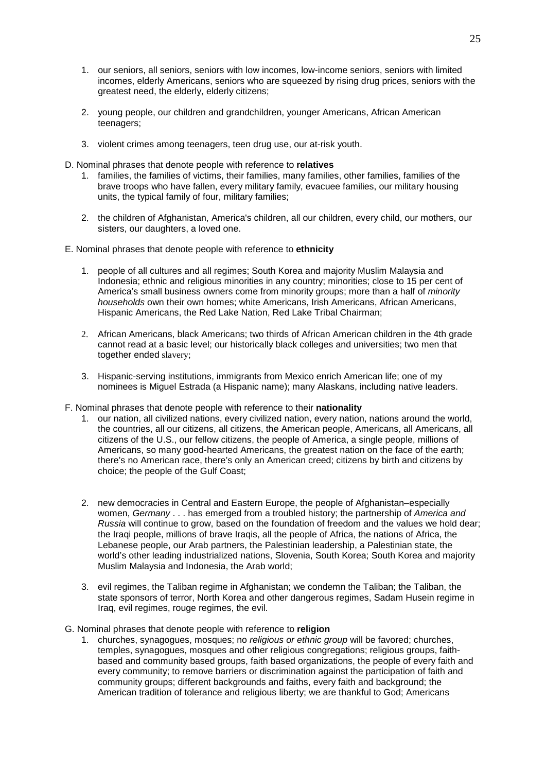1. our seniors, all seniors, seniors with low incomes, low-income seniors, seniors with limited incomes, elderly Americans, seniors who are squeezed by rising drug prices, seniors with the greatest need, the elderly, elderly citizens;

2. young people, our children and grandchildren, younger Americans, African American teenagers;

3. violent crimes among teenagers, teen drug use, our at-risk youth.

D. Nominal phrases that denote people with reference to **relatives**

1. families, the families of victims, their families, many families, other families, families of the brave troops who have fallen, every military family, evacuee families, our military housing units, the typical family of four, military families;

2. the children of Afghanistan, America's children, all our children, every child, our mothers, our sisters, our daughters, a loved one.

E. Nominal phrases that denote people with reference to **ethnicity**

1. people of all cultures and all regimes; South Korea and majority Muslim Malaysia and Indonesia; ethnic and religious minorities in any country; minorities; close to 15 per cent of America's small business owners come from minority groups; more than a half of *minority households* own their own homes; white Americans, Irish Americans, African Americans, Hispanic Americans, the Red Lake Nation, Red Lake Tribal Chairman;

2. African Americans, black Americans; two thirds of African American children in the 4th grade cannot read at a basic level; our historically black colleges and universities; two men that together ended slavery;

3. Hispanic-serving institutions, immigrants from Mexico enrich American life; one of my nominees is Miguel Estrada (a Hispanic name); many Alaskans, including native leaders.

F. Nominal phrases that denote people with reference to their **nationality**

1. our nation, all civilized nations, every civilized nation, every nation, nations around the world, the countries, all our citizens, all citizens, the American people, Americans, all Americans, all citizens of the U.S., our fellow citizens, the people of America, a single people, millions of Americans, so many good-hearted Americans, the greatest nation on the face of the earth; there's no American race, there's only an American creed; citizens by birth and citizens by choice; the people of the Gulf Coast;

2. new democracies in Central and Eastern Europe, the people of Afghanistan–especially women, *Germany* . . . has emerged from a troubled history; the partnership of *America and Russia* will continue to grow, based on the foundation of freedom and the values we hold dear; the Iraqi people, millions of brave Iraqis, all the people of Africa, the nations of Africa, the Lebanese people, our Arab partners, the Palestinian leadership, a Palestinian state, the world's other leading industrialized nations, Slovenia, South Korea; South Korea and majority Muslim Malaysia and Indonesia, the Arab world;

3. evil regimes, the Taliban regime in Afghanistan; we condemn the Taliban; the Taliban, the state sponsors of terror, North Korea and other dangerous regimes, Sadam Husein regime in Iraq, evil regimes, rouge regimes, the evil.

G. Nominal phrases that denote people with reference to **religion**

1. churches, synagogues, mosques; no *religious or ethnic group* will be favored; churches, temples, synagogues, mosques and other religious congregations; religious groups, faith-based and community based groups, faith based organizations, the people of every faith and every community; to remove barriers or discrimination against the participation of faith and community groups; different backgrounds and faiths, every faith and background; the American tradition of tolerance and religious liberty; we are thankful to God; Americans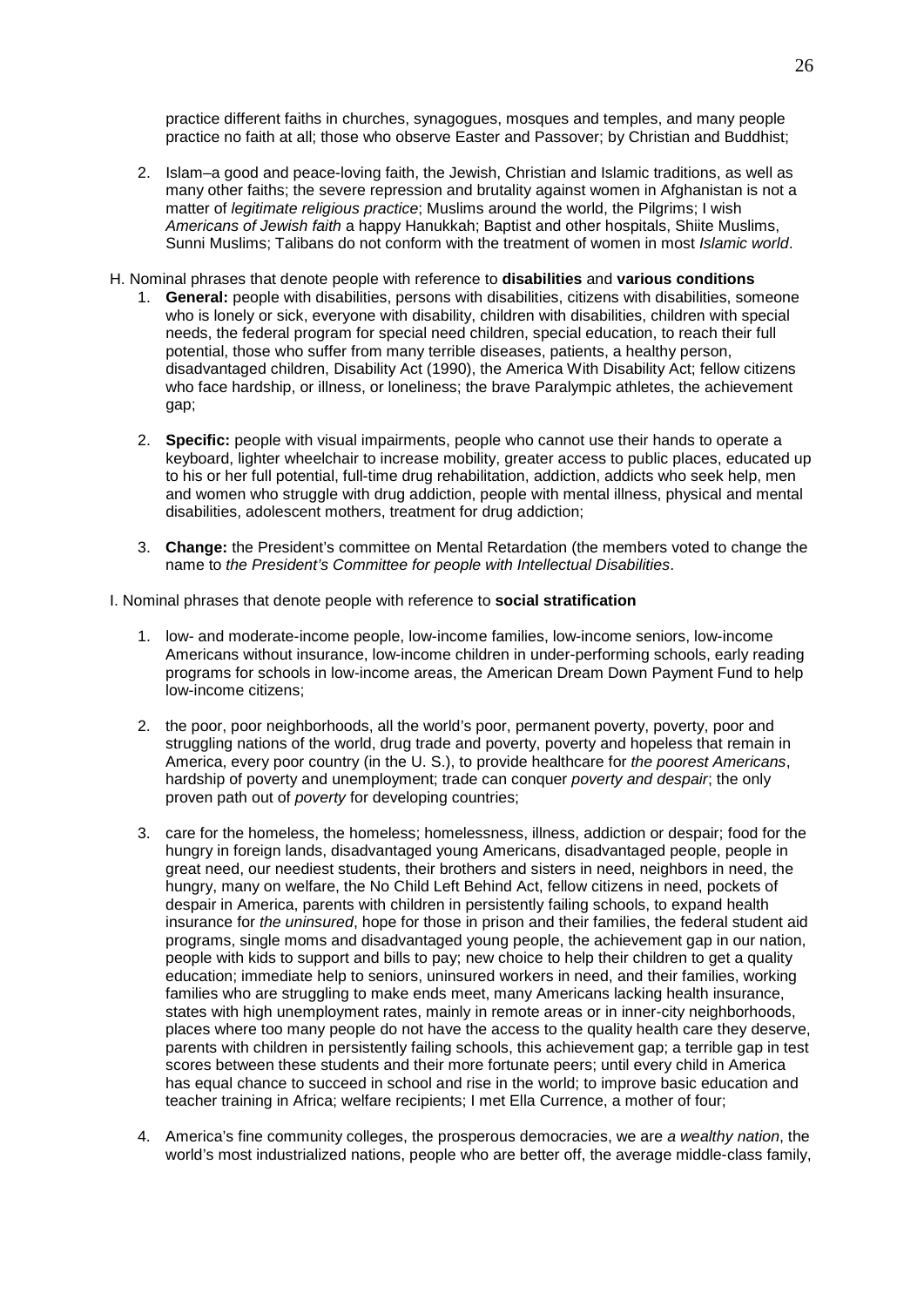practice different faiths in churches, synagogues, mosques and temples, and many people practice no faith at all; those who observe Easter and Passover; by Christian and Buddhist;

2. Islam–a good and peace-loving faith, the Jewish, Christian and Islamic traditions, as well as many other faiths; the severe repression and brutality against women in Afghanistan is not a matter of *legitimate religious practice*; Muslims around the world, the Pilgrims; I wish *Americans of Jewish faith* a happy Hanukkah; Baptist and other hospitals, Shiite Muslims, Sunni Muslims; Talibans do not conform with the treatment of women in most *Islamic world*.

H. Nominal phrases that denote people with reference to **disabilities** and **various conditions**

1. **General:** people with disabilities, persons with disabilities, citizens with disabilities, someone who is lonely or sick, everyone with disability, children with disabilities, children with special needs, the federal program for special need children, special education, to reach their full potential, those who suffer from many terrible diseases, patients, a healthy person, disadvantaged children, Disability Act (1990), the America With Disability Act; fellow citizens who face hardship, or illness, or loneliness; the brave Paralympic athletes, the achievement gap;

2. **Specific:** people with visual impairments, people who cannot use their hands to operate a keyboard, lighter wheelchair to increase mobility, greater access to public places, educated up to his or her full potential, full-time drug rehabilitation, addiction, addicts who seek help, men and women who struggle with drug addiction, people with mental illness, physical and mental disabilities, adolescent mothers, treatment for drug addiction;

3. **Change:** the President's committee on Mental Retardation (the members voted to change the name to *the President's Committee for people with Intellectual Disabilities*.

I. Nominal phrases that denote people with reference to **social stratification**

1. low- and moderate-income people, low-income families, low-income seniors, low-income Americans without insurance, low-income children in under-performing schools, early reading programs for schools in low-income areas, the American Dream Down Payment Fund to help low-income citizens;

2. the poor, poor neighborhoods, all the world's poor, permanent poverty, poverty, poor and struggling nations of the world, drug trade and poverty, poverty and hopeless that remain in America, every poor country (in the U. S.), to provide healthcare for *the poorest Americans*, hardship of poverty and unemployment; trade can conquer *poverty and despair*; the only proven path out of *poverty* for developing countries;

3. care for the homeless, the homeless; homelessness, illness, addiction or despair; food for the hungry in foreign lands, disadvantaged young Americans, disadvantaged people, people in great need, our neediest students, their brothers and sisters in need, neighbors in need, the hungry, many on welfare, the No Child Left Behind Act, fellow citizens in need, pockets of despair in America, parents with children in persistently failing schools, to expand health insurance for *the uninsured*, hope for those in prison and their families, the federal student aid programs, single moms and disadvantaged young people, the achievement gap in our nation, people with kids to support and bills to pay; new choice to help their children to get a quality education; immediate help to seniors, uninsured workers in need, and their families, working families who are struggling to make ends meet, many Americans lacking health insurance, states with high unemployment rates, mainly in remote areas or in inner-city neighborhoods, places where too many people do not have the access to the quality health care they deserve, parents with children in persistently failing schools, this achievement gap; a terrible gap in test scores between these students and their more fortunate peers; until every child in America has equal chance to succeed in school and rise in the world; to improve basic education and teacher training in Africa; welfare recipients; I met Ella Currence, a mother of four;

4. America's fine community colleges, the prosperous democracies, we are *a wealthy nation*, the world's most industrialized nations, people who are better off, the average middle-class family,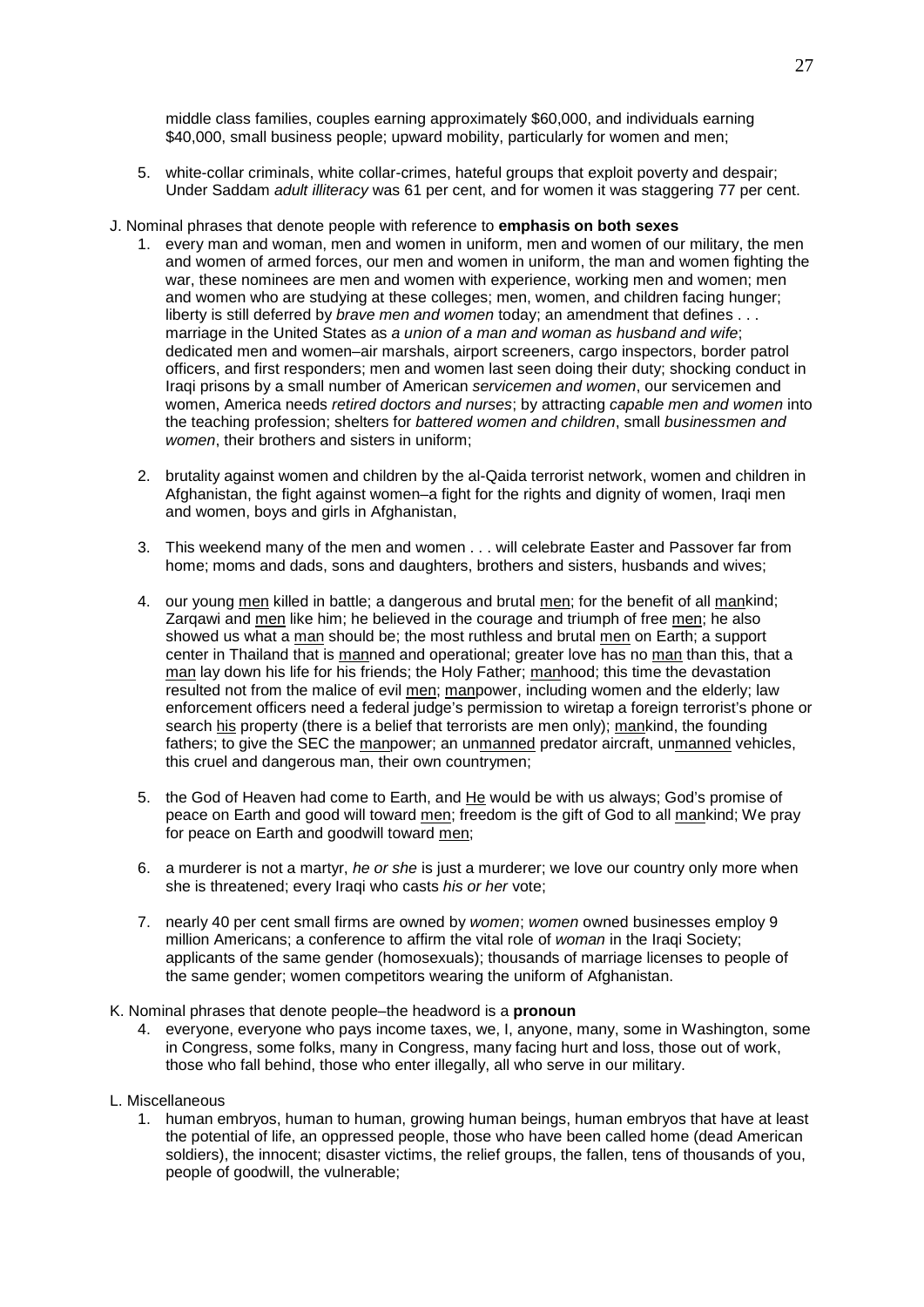middle class families, couples earning approximately $60,000, and individuals earning $40,000, small business people; upward mobility, particularly for women and men;

5. white-collar criminals, white collar-crimes, hateful groups that exploit poverty and despair; Under Saddam *adult illiteracy* was 61 per cent, and for women it was staggering 77 per cent.

J. Nominal phrases that denote people with reference to **emphasis on both sexes**

1. every man and woman, men and women in uniform, men and women of our military, the men and women of armed forces, our men and women in uniform, the man and women fighting the war, these nominees are men and women with experience, working men and women; men and women who are studying at these colleges; men, women, and children facing hunger; liberty is still deferred by *brave men and women* today; an amendment that defines . . . marriage in the United States as *a union of a man and woman as husband and wife*; dedicated men and women–air marshals, airport screeners, cargo inspectors, border patrol officers, and first responders; men and women last seen doing their duty; shocking conduct in Iraqi prisons by a small number of American *servicemen and women*, our servicemen and women, America needs *retired doctors and nurses*; by attracting *capable men and women* into the teaching profession; shelters for *battered women and children*, small *businessmen and women*, their brothers and sisters in uniform;

2. brutality against women and children by the al-Qaida terrorist network, women and children in Afghanistan, the fight against women–a fight for the rights and dignity of women, Iraqi men and women, boys and girls in Afghanistan,

3. This weekend many of the men and women . . . will celebrate Easter and Passover far from home; moms and dads, sons and daughters, brothers and sisters, husbands and wives;

4. our young <u>men</u> killed in battle; a dangerous and brutal <u>men</u>; for the benefit of all <u>man</u>kind; Zarqawi and <u>men</u> like him; he believed in the courage and triumph of free <u>men</u>; he also showed us what a <u>man</u> should be; the most ruthless and brutal <u>men</u> on Earth; a support center in Thailand that is <u>man</u>ned and operational; greater love has no <u>man</u> than this, that a <u>man</u> lay down his life for his friends; the Holy Father; <u>man</u>hood; this time the devastation resulted not from the malice of evil <u>men</u>; <u>man</u>power, including women and the elderly; law enforcement officers need a federal judge's permission to wiretap a foreign terrorist's phone or search <u>his</u> property (there is a belief that terrorists are men only); <u>man</u>kind, the founding fathers; to give the SEC the <u>man</u>power; an un<u>manned</u> predator aircraft, un<u>manned</u> vehicles, this cruel and dangerous man, their own countrymen;

5. the God of Heaven had come to Earth, and <u>He</u> would be with us always; God's promise of peace on Earth and good will toward <u>men</u>; freedom is the gift of God to all <u>man</u>kind; We pray for peace on Earth and goodwill toward <u>men</u>;

6. a murderer is not a martyr, *he or she* is just a murderer; we love our country only more when she is threatened; every Iraqi who casts *his or her* vote;

7. nearly 40 per cent small firms are owned by *women*; *women* owned businesses employ 9 million Americans; a conference to affirm the vital role of *woman* in the Iraqi Society; applicants of the same gender (homosexuals); thousands of marriage licenses to people of the same gender; women competitors wearing the uniform of Afghanistan.

K. Nominal phrases that denote people–the headword is a **pronoun**

4. everyone, everyone who pays income taxes, we, I, anyone, many, some in Washington, some in Congress, some folks, many in Congress, many facing hurt and loss, those out of work, those who fall behind, those who enter illegally, all who serve in our military.

L. Miscellaneous

1. human embryos, human to human, growing human beings, human embryos that have at least the potential of life, an oppressed people, those who have been called home (dead American soldiers), the innocent; disaster victims, the relief groups, the fallen, tens of thousands of you, people of goodwill, the vulnerable;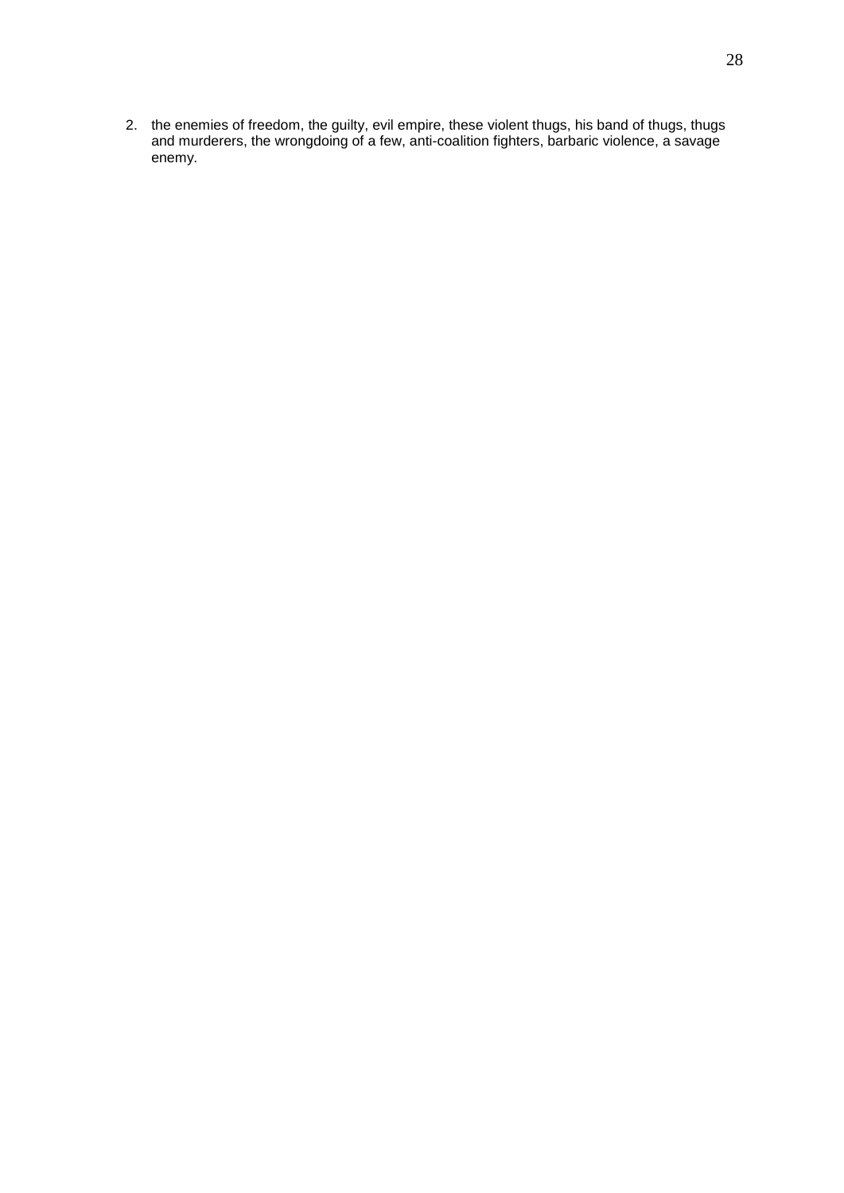2. the enemies of freedom, the guilty, evil empire, these violent thugs, his band of thugs, thugs and murderers, the wrongdoing of a few, anti-coalition fighters, barbaric violence, a savage enemy.